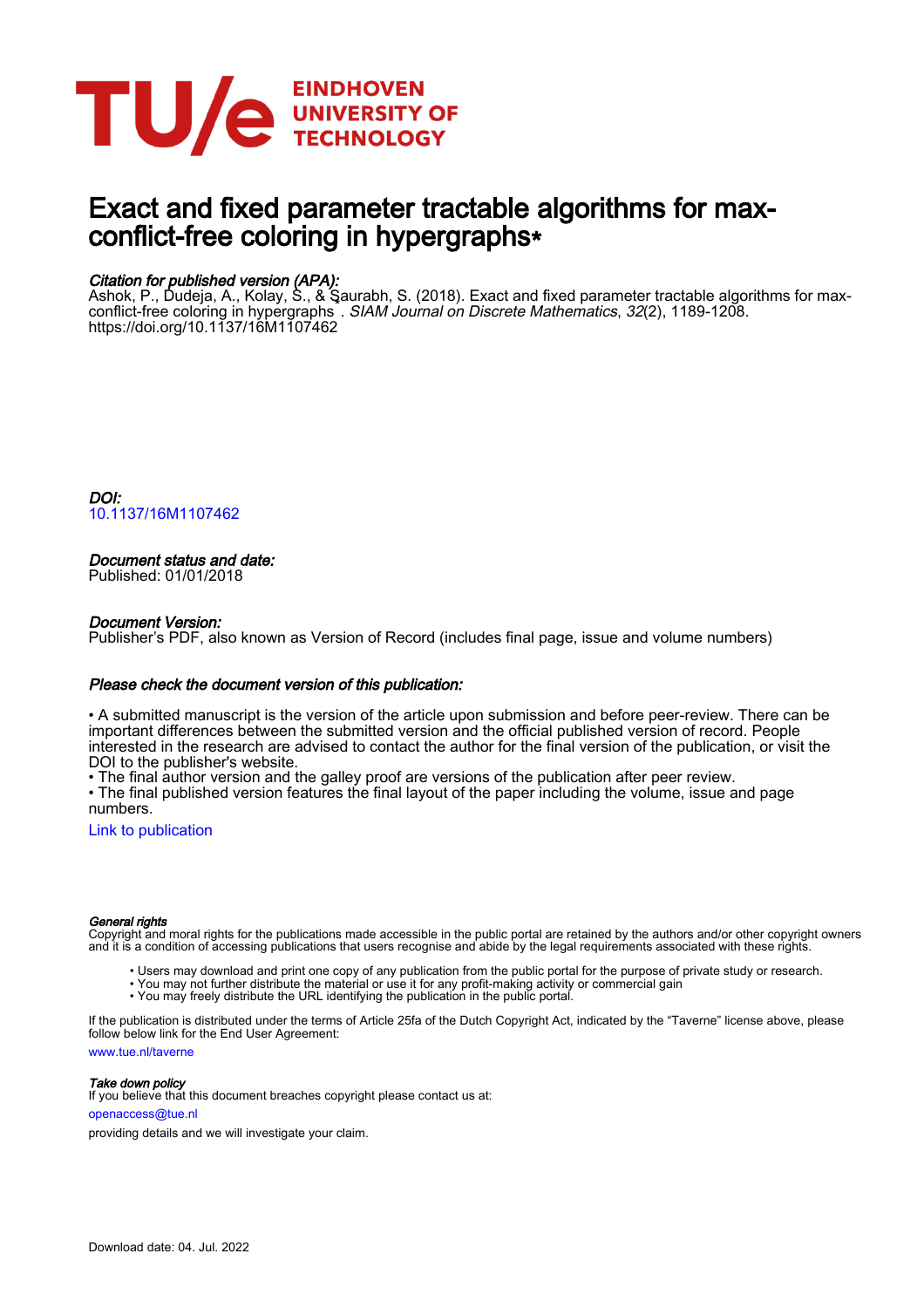EINDHOVEN UNIVERSITY OF TECHNOLOGY

# Exact and fixed parameter tractable algorithms for max-conflict-free coloring in hypergraphs*

*Citation for published version (APA):*
Ashok, P., Dudeja, A., Kolay, S., & Saurabh, S. (2018). Exact and fixed parameter tractable algorithms for max-conflict-free coloring in hypergraphs . *SIAM Journal on Discrete Mathematics*, *32*(2), 1189-1208. https://doi.org/10.1137/16M1107462

*DOI:*
10.1137/16M1107462

*Document status and date:*
Published: 01/01/2018

*Document Version:*
Publisher's PDF, also known as Version of Record (includes final page, issue and volume numbers)

*Please check the document version of this publication:*

• A submitted manuscript is the version of the article upon submission and before peer-review. There can be important differences between the submitted version and the official published version of record. People interested in the research are advised to contact the author for the final version of the publication, or visit the DOI to the publisher's website.
• The final author version and the galley proof are versions of the publication after peer review.
• The final published version features the final layout of the paper including the volume, issue and page numbers.

Link to publication

*General rights*
Copyright and moral rights for the publications made accessible in the public portal are retained by the authors and/or other copyright owners and it is a condition of accessing publications that users recognise and abide by the legal requirements associated with these rights.

• Users may download and print one copy of any publication from the public portal for the purpose of private study or research.
• You may not further distribute the material or use it for any profit-making activity or commercial gain
• You may freely distribute the URL identifying the publication in the public portal.

If the publication is distributed under the terms of Article 25fa of the Dutch Copyright Act, indicated by the "Taverne" license above, please follow below link for the End User Agreement:

www.tue.nl/taverne

*Take down policy*
If you believe that this document breaches copyright please contact us at:

openaccess@tue.nl

providing details and we will investigate your claim.

Download date: 04. Jul. 2022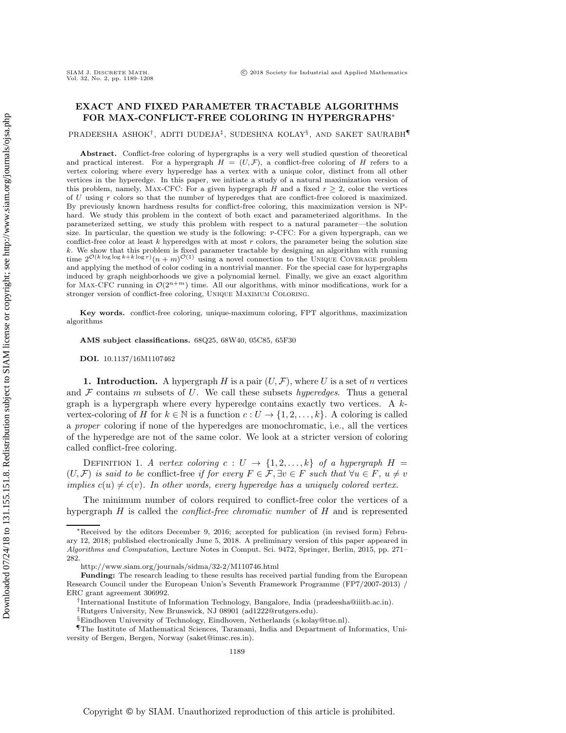# EXACT AND FIXED PARAMETER TRACTABLE ALGORITHMS FOR MAX-CONFLICT-FREE COLORING IN HYPERGRAPHS*

PRADEESHA ASHOK†, ADITI DUDEJA‡, SUDESHNA KOLAY§, AND SAKET SAURABH¶

**Abstract.** Conflict-free coloring of hypergraphs is a very well studied question of theoretical and practical interest. For a hypergraph $H = (U, \mathcal{F})$, a conflict-free coloring of $H$ refers to a vertex coloring where every hyperedge has a vertex with a unique color, distinct from all other vertices in the hyperedge. In this paper, we initiate a study of a natural maximization version of this problem, namely, MAX-CFC: For a given hypergraph $H$ and a fixed $r \geq 2$, color the vertices of $U$ using $r$ colors so that the number of hyperedges that are conflict-free colored is maximized. By previously known hardness results for conflict-free coloring, this maximization version is NP-hard. We study this problem in the context of both exact and parameterized algorithms. In the parameterized setting, we study this problem with respect to a natural parameter—the solution size. In particular, the question we study is the following: P-CFC: For a given hypergraph, can we conflict-free color at least $k$ hyperedges with at most $r$ colors, the parameter being the solution size $k$. We show that this problem is fixed parameter tractable by designing an algorithm with running time $2^{\mathcal{O}(k \log \log k + k \log r)}(n+m)^{\mathcal{O}(1)}$ using a novel connection to the UNIQUE COVERAGE problem and applying the method of color coding in a nontrivial manner. For the special case for hypergraphs induced by graph neighborhoods we give a polynomial kernel. Finally, we give an exact algorithm for MAX-CFC running in $\mathcal{O}(2^{n+m})$ time. All our algorithms, with minor modifications, work for a stronger version of conflict-free coloring, UNIQUE MAXIMUM COLORING.

**Key words.** conflict-free coloring, unique-maximum coloring, FPT algorithms, maximization algorithms

**AMS subject classifications.** 68Q25, 68W40, 05C85, 65F30

**DOI.** 10.1137/16M1107462

## 1. Introduction.

A hypergraph $H$ is a pair $(U, \mathcal{F})$, where $U$ is a set of $n$ vertices and $\mathcal{F}$ contains $m$ subsets of $U$. We call these subsets *hyperedges*. Thus a general graph is a hypergraph where every hyperedge contains exactly two vertices. A $k$-vertex-coloring of $H$ for $k \in \mathbb{N}$ is a function $c : U \rightarrow \{1, 2, \ldots, k\}$. A coloring is called a *proper* coloring if none of the hyperedges are monochromatic, i.e., all the vertices of the hyperedge are not of the same color. We look at a stricter version of coloring called conflict-free coloring.

DEFINITION 1. *A vertex coloring $c : U \rightarrow \{1, 2, \ldots, k\}$ of a hypergraph $H = (U, \mathcal{F})$ is said to be* conflict-free *if for every $F \in \mathcal{F}$, $\exists v \in F$ such that $\forall u \in F$, $u \neq v$ implies $c(u) \neq c(v)$. In other words, every hyperedge has a uniquely colored vertex.*

The minimum number of colors required to conflict-free color the vertices of a hypergraph $H$ is called the *conflict-free chromatic number* of $H$ and is represented

---

*Received by the editors December 9, 2016; accepted for publication (in revised form) February 12, 2018; published electronically June 5, 2018. A preliminary version of this paper appeared in *Algorithms and Computation*, Lecture Notes in Comput. Sci. 9472, Springer, Berlin, 2015, pp. 271–282.

http://www.siam.org/journals/sidma/32-2/M110746.html

**Funding:** The research leading to these results has received partial funding from the European Research Council under the European Union's Seventh Framework Programme (FP7/2007-2013) / ERC grant agreement 306992.

†International Institute of Information Technology, Bangalore, India (pradeesha@iiitb.ac.in).

‡Rutgers University, New Brunswick, NJ 08901 (ad1222@rutgers.edu).

§Eindhoven University of Technology, Eindhoven, Netherlands (s.kolay@tue.nl).

¶The Institute of Mathematical Sciences, Taramani, India and Department of Informatics, University of Bergen, Bergen, Norway (saket@imsc.res.in).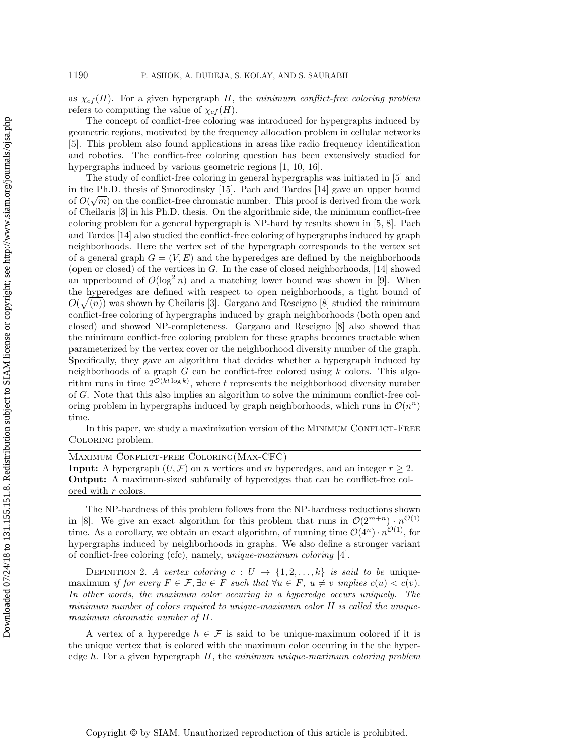as $\chi_{cf}(H)$. For a given hypergraph $H$, the *minimum conflict-free coloring problem* refers to computing the value of $\chi_{cf}(H)$.

The concept of conflict-free coloring was introduced for hypergraphs induced by geometric regions, motivated by the frequency allocation problem in cellular networks [5]. This problem also found applications in areas like radio frequency identification and robotics. The conflict-free coloring question has been extensively studied for hypergraphs induced by various geometric regions [1, 10, 16].

The study of conflict-free coloring in general hypergraphs was initiated in [5] and in the Ph.D. thesis of Smorodinsky [15]. Pach and Tardos [14] gave an upper bound of $O(\sqrt{m})$ on the conflict-free chromatic number. This proof is derived from the work of Cheilaris [3] in his Ph.D. thesis. On the algorithmic side, the minimum conflict-free coloring problem for a general hypergraph is NP-hard by results shown in [5, 8]. Pach and Tardos [14] also studied the conflict-free coloring of hypergraphs induced by graph neighborhoods. Here the vertex set of the hypergraph corresponds to the vertex set of a general graph $G = (V, E)$ and the hyperedges are defined by the neighborhoods (open or closed) of the vertices in $G$. In the case of closed neighborhoods, [14] showed an upperbound of $O(\log^2 n)$ and a matching lower bound was shown in [9]. When the hyperedges are defined with respect to open neighborhoods, a tight bound of $O(\sqrt{(n)})$ was shown by Cheilaris [3]. Gargano and Rescigno [8] studied the minimum conflict-free coloring of hypergraphs induced by graph neighborhoods (both open and closed) and showed NP-completeness. Gargano and Rescigno [8] also showed that the minimum conflict-free coloring problem for these graphs becomes tractable when parameterized by the vertex cover or the neighborhood diversity number of the graph. Specifically, they gave an algorithm that decides whether a hypergraph induced by neighborhoods of a graph $G$ can be conflict-free colored using $k$ colors. This algorithm runs in time $2^{\mathcal{O}(kt \log k)}$, where $t$ represents the neighborhood diversity number of $G$. Note that this also implies an algorithm to solve the minimum conflict-free coloring problem in hypergraphs induced by graph neighborhoods, which runs in $\mathcal{O}(n^n)$ time.

In this paper, we study a maximization version of the MINIMUM CONFLICT-FREE COLORING problem.

---

MAXIMUM CONFLICT-FREE COLORING(MAX-CFC)
**Input:** A hypergraph $(U, \mathcal{F})$ on $n$ vertices and $m$ hyperedges, and an integer $r \geq 2$.
**Output:** A maximum-sized subfamily of hyperedges that can be conflict-free colored with $r$ colors.

---

The NP-hardness of this problem follows from the NP-hardness reductions shown in [8]. We give an exact algorithm for this problem that runs in $\mathcal{O}(2^{m+n}) \cdot n^{\mathcal{O}(1)}$ time. As a corollary, we obtain an exact algorithm, of running time $\mathcal{O}(4^n) \cdot n^{\mathcal{O}(1)}$, for hypergraphs induced by neighborhoods in graphs. We also define a stronger variant of conflict-free coloring (cfc), namely, *unique-maximum coloring* [4].

DEFINITION 2. *A vertex coloring $c : U \to \{1, 2, \ldots, k\}$ is said to be* unique-maximum *if for every $F \in \mathcal{F}, \exists v \in F$ such that $\forall u \in F$, $u \neq v$ implies $c(u) < c(v)$. In other words, the maximum color occuring in a hyperedge occurs uniquely. The minimum number of colors required to unique-maximum color $H$ is called the unique-maximum chromatic number of $H$.*

A vertex of a hyperedge $h \in \mathcal{F}$ is said to be unique-maximum colored if it is the unique vertex that is colored with the maximum color occuring in the the hyperedge $h$. For a given hypergraph $H$, the *minimum unique-maximum coloring problem*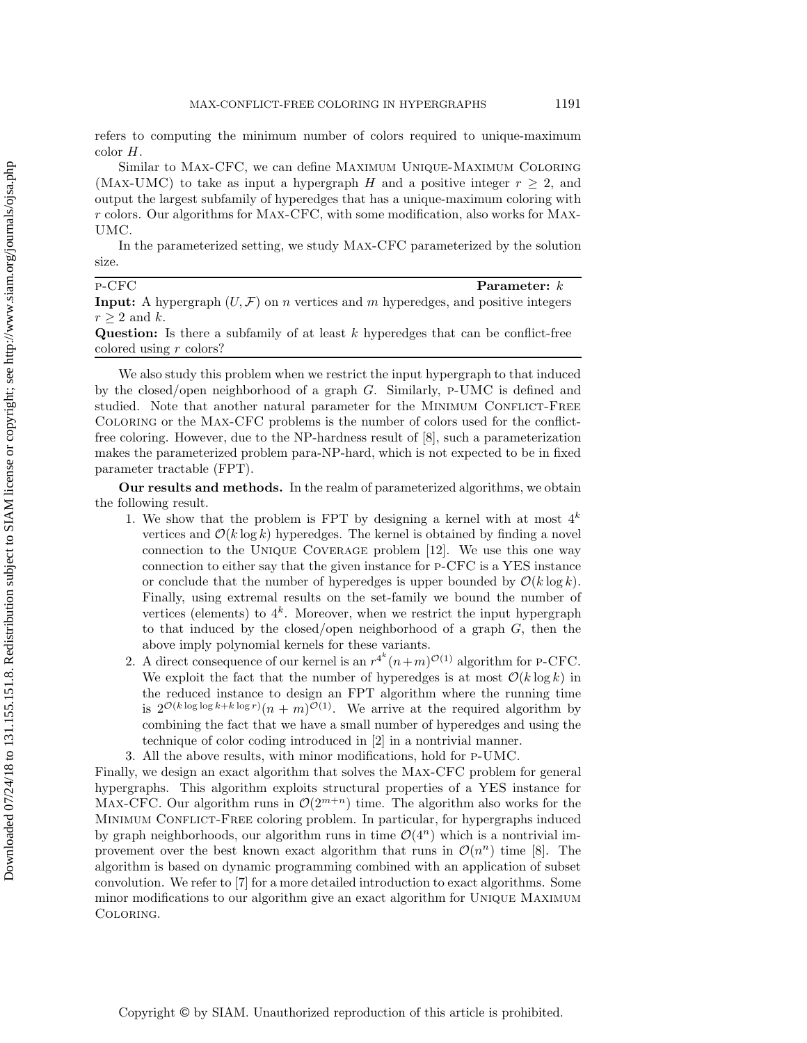refers to computing the minimum number of colors required to unique-maximum color $H$.

Similar to Max-CFC, we can define Maximum Unique-Maximum Coloring (Max-UMC) to take as input a hypergraph $H$ and a positive integer $r \geq 2$, and output the largest subfamily of hyperedges that has a unique-maximum coloring with $r$ colors. Our algorithms for Max-CFC, with some modification, also works for Max-UMC.

In the parameterized setting, we study Max-CFC parameterized by the solution size.

---

p-CFC **Parameter:** $k$

**Input:** A hypergraph $(U, \mathcal{F})$ on $n$ vertices and $m$ hyperedges, and positive integers $r \geq 2$ and $k$.

**Question:** Is there a subfamily of at least $k$ hyperedges that can be conflict-free colored using $r$ colors?

---

We also study this problem when we restrict the input hypergraph to that induced by the closed/open neighborhood of a graph $G$. Similarly, p-UMC is defined and studied. Note that another natural parameter for the Minimum Conflict-Free Coloring or the Max-CFC problems is the number of colors used for the conflict-free coloring. However, due to the NP-hardness result of [8], such a parameterization makes the parameterized problem para-NP-hard, which is not expected to be in fixed parameter tractable (FPT).

**Our results and methods.** In the realm of parameterized algorithms, we obtain the following result.

1. We show that the problem is FPT by designing a kernel with at most $4^k$ vertices and $\mathcal{O}(k \log k)$ hyperedges. The kernel is obtained by finding a novel connection to the Unique Coverage problem [12]. We use this one way connection to either say that the given instance for p-CFC is a YES instance or conclude that the number of hyperedges is upper bounded by $\mathcal{O}(k \log k)$. Finally, using extremal results on the set-family we bound the number of vertices (elements) to $4^k$. Moreover, when we restrict the input hypergraph to that induced by the closed/open neighborhood of a graph $G$, then the above imply polynomial kernels for these variants.
2. A direct consequence of our kernel is an $r^{4^k}(n+m)^{\mathcal{O}(1)}$ algorithm for p-CFC. We exploit the fact that the number of hyperedges is at most $\mathcal{O}(k \log k)$ in the reduced instance to design an FPT algorithm where the running time is $2^{\mathcal{O}(k \log \log k + k \log r)}(n+m)^{\mathcal{O}(1)}$. We arrive at the required algorithm by combining the fact that we have a small number of hyperedges and using the technique of color coding introduced in [2] in a nontrivial manner.
3. All the above results, with minor modifications, hold for p-UMC.

Finally, we design an exact algorithm that solves the Max-CFC problem for general hypergraphs. This algorithm exploits structural properties of a YES instance for Max-CFC. Our algorithm runs in $\mathcal{O}(2^{m+n})$ time. The algorithm also works for the Minimum Conflict-Free coloring problem. In particular, for hypergraphs induced by graph neighborhoods, our algorithm runs in time $\mathcal{O}(4^n)$ which is a nontrivial improvement over the best known exact algorithm that runs in $\mathcal{O}(n^n)$ time [8]. The algorithm is based on dynamic programming combined with an application of subset convolution. We refer to [7] for a more detailed introduction to exact algorithms. Some minor modifications to our algorithm give an exact algorithm for Unique Maximum Coloring.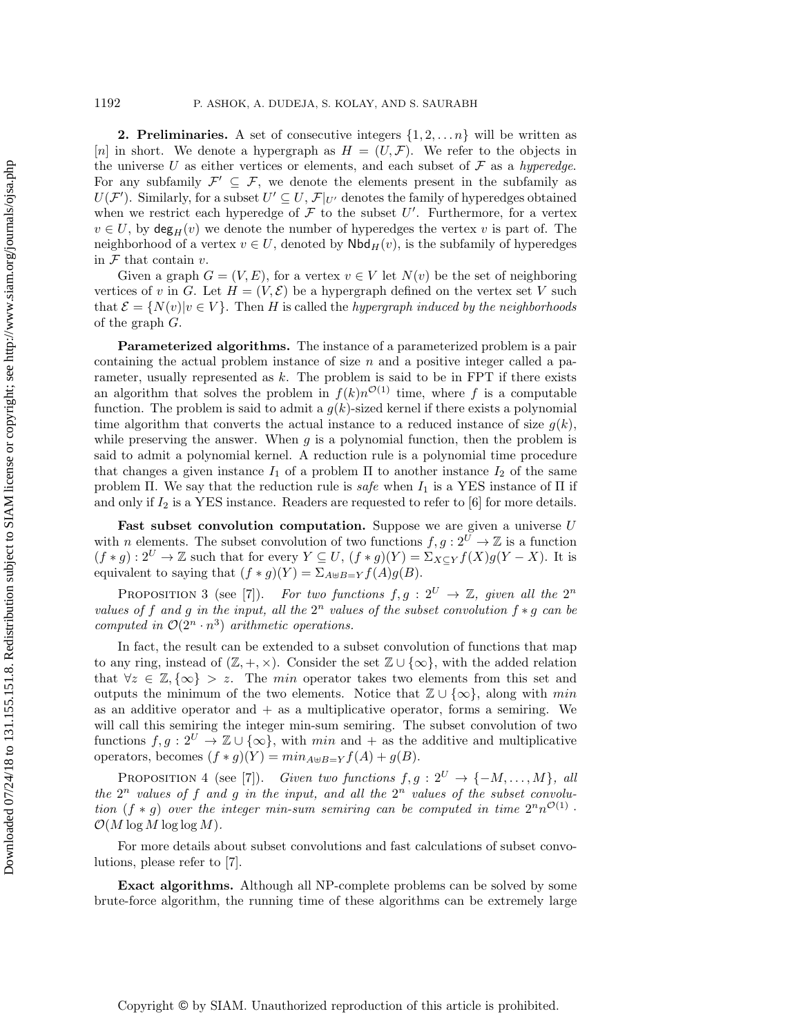**2. Preliminaries.** A set of consecutive integers $\{1, 2, \dots n\}$ will be written as $[n]$ in short. We denote a hypergraph as $H = (U, \mathcal{F})$. We refer to the objects in the universe $U$ as either vertices or elements, and each subset of $\mathcal{F}$ as a *hyperedge*. For any subfamily $\mathcal{F}' \subseteq \mathcal{F}$, we denote the elements present in the subfamily as $U(\mathcal{F}')$. Similarly, for a subset $U' \subseteq U$, $\mathcal{F}|_{U'}$ denotes the family of hyperedges obtained when we restrict each hyperedge of $\mathcal{F}$ to the subset $U'$. Furthermore, for a vertex $v \in U$, by $\mathsf{deg}_H(v)$ we denote the number of hyperedges the vertex $v$ is part of. The neighborhood of a vertex $v \in U$, denoted by $\mathsf{Nbd}_H(v)$, is the subfamily of hyperedges in $\mathcal{F}$ that contain $v$.

Given a graph $G = (V, E)$, for a vertex $v \in V$ let $N(v)$ be the set of neighboring vertices of $v$ in $G$. Let $H = (V, \mathcal{E})$ be a hypergraph defined on the vertex set $V$ such that $\mathcal{E} = \{N(v) | v \in V\}$. Then $H$ is called the *hypergraph induced by the neighborhoods* of the graph $G$.

**Parameterized algorithms.** The instance of a parameterized problem is a pair containing the actual problem instance of size $n$ and a positive integer called a parameter, usually represented as $k$. The problem is said to be in FPT if there exists an algorithm that solves the problem in $f(k)n^{\mathcal{O}(1)}$ time, where $f$ is a computable function. The problem is said to admit a $g(k)$-sized kernel if there exists a polynomial time algorithm that converts the actual instance to a reduced instance of size $g(k)$, while preserving the answer. When $g$ is a polynomial function, then the problem is said to admit a polynomial kernel. A reduction rule is a polynomial time procedure that changes a given instance $I_1$ of a problem $\Pi$ to another instance $I_2$ of the same problem $\Pi$. We say that the reduction rule is *safe* when $I_1$ is a YES instance of $\Pi$ if and only if $I_2$ is a YES instance. Readers are requested to refer to [6] for more details.

**Fast subset convolution computation.** Suppose we are given a universe $U$ with $n$ elements. The subset convolution of two functions $f, g : 2^U \to \mathbb{Z}$ is a function $(f * g) : 2^U \to \mathbb{Z}$ such that for every $Y \subseteq U$, $(f * g)(Y) = \Sigma_{X \subseteq Y} f(X) g(Y - X)$. It is equivalent to saying that $(f * g)(Y) = \Sigma_{A \uplus B = Y} f(A) g(B)$.

Proposition 3 (see [7]). *For two functions $f, g : 2^U \to \mathbb{Z}$, given all the $2^n$ values of $f$ and $g$ in the input, all the $2^n$ values of the subset convolution $f * g$ can be computed in $\mathcal{O}(2^n \cdot n^3)$ arithmetic operations.*

In fact, the result can be extended to a subset convolution of functions that map to any ring, instead of $(\mathbb{Z}, +, \times)$. Consider the set $\mathbb{Z} \cup \{\infty\}$, with the added relation that $\forall z \in \mathbb{Z}, \{\infty\} > z$. The *min* operator takes two elements from this set and outputs the minimum of the two elements. Notice that $\mathbb{Z} \cup \{\infty\}$, along with *min* as an additive operator and $+$ as a multiplicative operator, forms a semiring. We will call this semiring the integer min-sum semiring. The subset convolution of two functions $f, g : 2^U \to \mathbb{Z} \cup \{\infty\}$, with *min* and $+$ as the additive and multiplicative operators, becomes $(f * g)(Y) = min_{A \uplus B = Y} f(A) + g(B)$.

Proposition 4 (see [7]). *Given two functions $f, g : 2^U \to \{-M, \dots, M\}$, all the $2^n$ values of $f$ and $g$ in the input, and all the $2^n$ values of the subset convolution $(f * g)$ over the integer min-sum semiring can be computed in time $2^n n^{\mathcal{O}(1)} \cdot \mathcal{O}(M \log M \log \log M)$.*

For more details about subset convolutions and fast calculations of subset convolutions, please refer to [7].

**Exact algorithms.** Although all NP-complete problems can be solved by some brute-force algorithm, the running time of these algorithms can be extremely large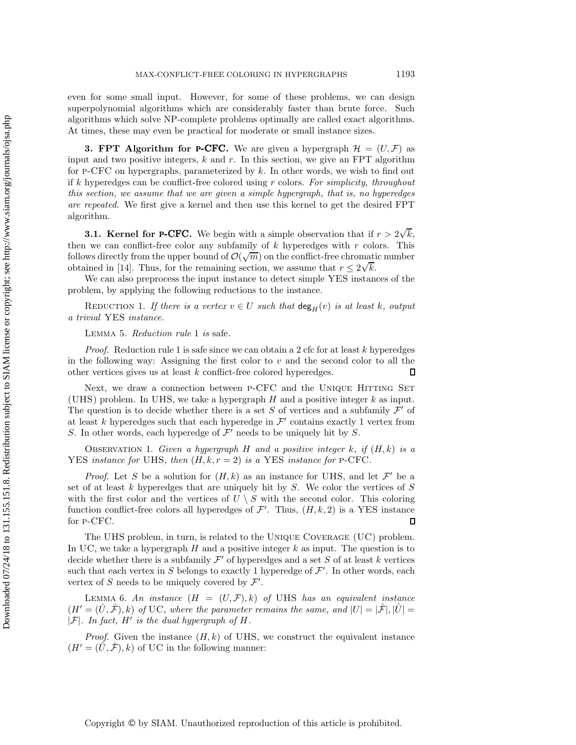even for some small input. However, for some of these problems, we can design superpolynomial algorithms which are considerably faster than brute force. Such algorithms which solve NP-complete problems optimally are called exact algorithms. At times, these may even be practical for moderate or small instance sizes.

## 3. FPT Algorithm for p-CFC.

We are given a hypergraph $\mathcal{H} = (U, \mathcal{F})$ as input and two positive integers, $k$ and $r$. In this section, we give an FPT algorithm for p-CFC on hypergraphs, parameterized by $k$. In other words, we wish to find out if $k$ hyperedges can be conflict-free colored using $r$ colors. *For simplicity, throughout this section, we assume that we are given a simple hypergraph, that is, no hyperedges are repeated.* We first give a kernel and then use this kernel to get the desired FPT algorithm.

### 3.1. Kernel for p-CFC.

We begin with a simple observation that if $r > 2\sqrt{k}$, then we can conflict-free color any subfamily of $k$ hyperedges with $r$ colors. This follows directly from the upper bound of $\mathcal{O}(\sqrt{m})$ on the conflict-free chromatic number obtained in [14]. Thus, for the remaining section, we assume that $r \leq 2\sqrt{k}$.

We can also preprocess the input instance to detect simple YES instances of the problem, by applying the following reductions to the instance.

Reduction 1. *If there is a vertex $v \in U$ such that $\mathsf{deg}_H(v)$ is at least $k$, output a trivial* YES *instance.*

Lemma 5. *Reduction rule* 1 *is* safe.

*Proof.* Reduction rule 1 is safe since we can obtain a 2 cfc for at least $k$ hyperedges in the following way: Assigning the first color to $v$ and the second color to all the other vertices gives us at least $k$ conflict-free colored hyperedges. ∎

Next, we draw a connection between p-CFC and the Unique Hitting Set (UHS) problem. In UHS, we take a hypergraph $H$ and a positive integer $k$ as input. The question is to decide whether there is a set $S$ of vertices and a subfamily $\mathcal{F}'$ of at least $k$ hyperedges such that each hyperedge in $\mathcal{F}'$ contains exactly 1 vertex from $S$. In other words, each hyperedge of $\mathcal{F}'$ needs to be uniquely hit by $S$.

Observation 1. *Given a hypergraph $H$ and a positive integer $k$, if $(H, k)$ is a* YES *instance for* UHS*, then $(H, k, r = 2)$ is a* YES *instance for* p-CFC.

*Proof.* Let $S$ be a solution for $(H, k)$ as an instance for UHS, and let $\mathcal{F}'$ be a set of at least $k$ hyperedges that are uniquely hit by $S$. We color the vertices of $S$ with the first color and the vertices of $U \setminus S$ with the second color. This coloring function conflict-free colors all hyperedges of $\mathcal{F}'$. Thus, $(H, k, 2)$ is a YES instance for p-CFC. ∎

The UHS problem, in turn, is related to the Unique Coverage (UC) problem. In UC, we take a hypergraph $H$ and a positive integer $k$ as input. The question is to decide whether there is a subfamily $\mathcal{F}'$ of hyperedges and a set $S$ of at least $k$ vertices such that each vertex in $S$ belongs to exactly 1 hyperedge of $\mathcal{F}'$. In other words, each vertex of $S$ needs to be uniquely covered by $\mathcal{F}'$.

Lemma 6. *An instance $(H = (U, \mathcal{F}), k)$ of* UHS *has an equivalent instance $(H' = (\hat{U}, \hat{\mathcal{F}}), k)$ of* UC*, where the parameter remains the same, and $|U| = |\hat{\mathcal{F}}|, |\hat{U}| = |\mathcal{F}|$. In fact, $H'$ is the dual hypergraph of $H$.*

*Proof.* Given the instance $(H, k)$ of UHS, we construct the equivalent instance $(H' = (\hat{U}, \hat{\mathcal{F}}), k)$ of UC in the following manner: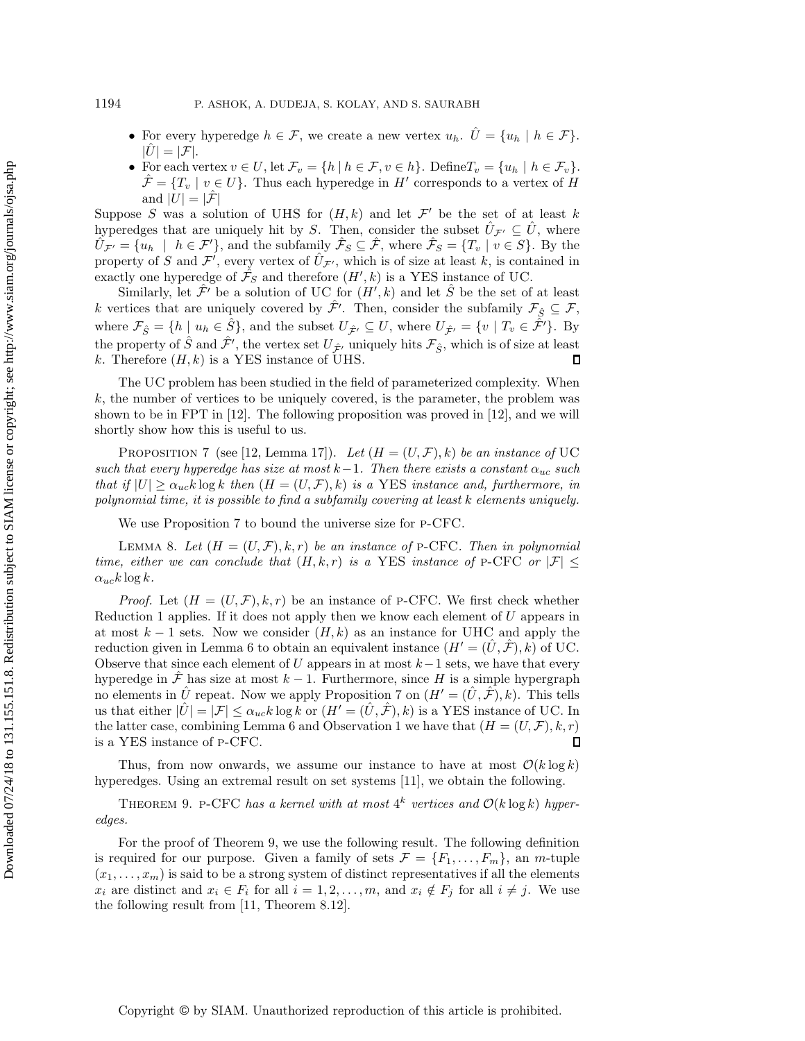- For every hyperedge $h \in \mathcal{F}$, we create a new vertex $u_h$. $\hat{U} = \{u_h \mid h \in \mathcal{F}\}$. $|\hat{U}| = |\mathcal{F}|$.
- For each vertex $v \in U$, let $\mathcal{F}_v = \{h \mid h \in \mathcal{F}, v \in h\}$. Define$T_v = \{u_h \mid h \in \mathcal{F}_v\}$. $\hat{\mathcal{F}} = \{T_v \mid v \in U\}$. Thus each hyperedge in $H'$ corresponds to a vertex of $H$ and $|U| = |\hat{\mathcal{F}}|$

Suppose $S$ was a solution of UHS for $(H, k)$ and let $\mathcal{F}'$ be the set of at least $k$ hyperedges that are uniquely hit by $S$. Then, consider the subset $\hat{U}_{\mathcal{F}'} \subseteq \hat{U}$, where $\hat{U}_{\mathcal{F}'} = \{u_h \mid h \in \mathcal{F}'\}$, and the subfamily $\hat{\mathcal{F}}_S \subseteq \hat{\mathcal{F}}$, where $\hat{\mathcal{F}}_S = \{T_v \mid v \in S\}$. By the property of $S$ and $\mathcal{F}'$, every vertex of $\hat{U}_{\mathcal{F}'}$, which is of size at least $k$, is contained in exactly one hyperedge of $\hat{\mathcal{F}}_S$ and therefore $(H', k)$ is a YES instance of UC.

Similarly, let $\hat{\mathcal{F}}'$ be a solution of UC for $(H', k)$ and let $\hat{S}$ be the set of at least $k$ vertices that are uniquely covered by $\hat{\mathcal{F}}'$. Then, consider the subfamily $\mathcal{F}_{\hat{S}} \subseteq \mathcal{F}$, where $\mathcal{F}_{\hat{S}} = \{h \mid u_h \in \hat{S}\}$, and the subset $U_{\hat{\mathcal{F}}'} \subseteq U$, where $U_{\hat{\mathcal{F}}'} = \{v \mid T_v \in \hat{\mathcal{F}}'\}$. By the property of $\hat{S}$ and $\hat{\mathcal{F}}'$, the vertex set $U_{\hat{\mathcal{F}}'}$ uniquely hits $\mathcal{F}_{\hat{S}}$, which is of size at least $k$. Therefore $(H, k)$ is a YES instance of UHS. ∎

The UC problem has been studied in the field of parameterized complexity. When $k$, the number of vertices to be uniquely covered, is the parameter, the problem was shown to be in FPT in [12]. The following proposition was proved in [12], and we will shortly show how this is useful to us.

Proposition 7 (see [12, Lemma 17]). *Let $(H = (U, \mathcal{F}), k)$ be an instance of* UC *such that every hyperedge has size at most $k-1$. Then there exists a constant $\alpha_{uc}$ such that if $|U| \geq \alpha_{uc} k \log k$ then $(H = (U, \mathcal{F}), k)$ is a* YES *instance and, furthermore, in polynomial time, it is possible to find a subfamily covering at least $k$ elements uniquely.*

We use Proposition 7 to bound the universe size for p-CFC.

Lemma 8. *Let $(H = (U, \mathcal{F}), k, r)$ be an instance of* p-CFC*. Then in polynomial time, either we can conclude that $(H, k, r)$ is a* YES *instance of* p-CFC *or $|\mathcal{F}| \leq \alpha_{uc} k \log k$.*

*Proof.* Let $(H = (U, \mathcal{F}), k, r)$ be an instance of p-CFC. We first check whether Reduction 1 applies. If it does not apply then we know each element of $U$ appears in at most $k-1$ sets. Now we consider $(H, k)$ as an instance for UHC and apply the reduction given in Lemma 6 to obtain an equivalent instance $(H' = (\hat{U}, \hat{\mathcal{F}}), k)$ of UC. Observe that since each element of $U$ appears in at most $k-1$ sets, we have that every hyperedge in $\hat{\mathcal{F}}$ has size at most $k-1$. Furthermore, since $H$ is a simple hypergraph no elements in $\hat{U}$ repeat. Now we apply Proposition 7 on $(H' = (\hat{U}, \hat{\mathcal{F}}), k)$. This tells us that either $|\hat{U}| = |\mathcal{F}| \leq \alpha_{uc} k \log k$ or $(H' = (\hat{U}, \hat{\mathcal{F}}), k)$ is a YES instance of UC. In the latter case, combining Lemma 6 and Observation 1 we have that $(H = (U, \mathcal{F}), k, r)$ is a YES instance of p-CFC. ∎

Thus, from now onwards, we assume our instance to have at most $\mathcal{O}(k \log k)$ hyperedges. Using an extremal result on set systems [11], we obtain the following.

Theorem 9. p-CFC *has a kernel with at most $4^k$ vertices and $\mathcal{O}(k \log k)$ hyperedges.*

For the proof of Theorem 9, we use the following result. The following definition is required for our purpose. Given a family of sets $\mathcal{F} = \{F_1, \ldots, F_m\}$, an $m$-tuple $(x_1, \ldots, x_m)$ is said to be a strong system of distinct representatives if all the elements $x_i$ are distinct and $x_i \in F_i$ for all $i = 1, 2, \ldots, m$, and $x_i \notin F_j$ for all $i \neq j$. We use the following result from [11, Theorem 8.12].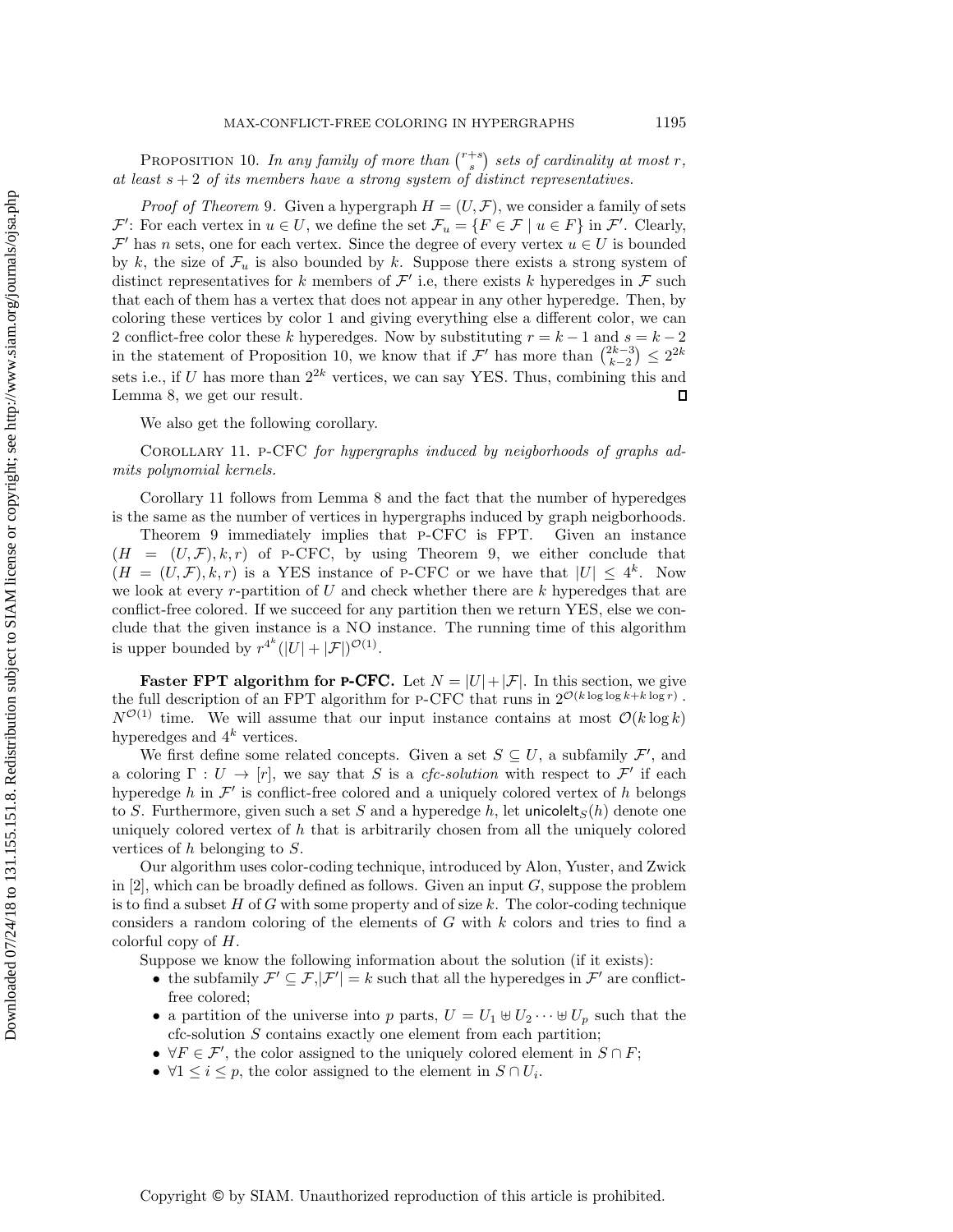PROPOSITION 10. *In any family of more than $\binom{r+s}{s}$ sets of cardinality at most $r$, at least $s+2$ of its members have a strong system of distinct representatives.*

*Proof of Theorem* 9. Given a hypergraph $H = (U, \mathcal{F})$, we consider a family of sets $\mathcal{F}'$: For each vertex in $u \in U$, we define the set $\mathcal{F}_u = \{F \in \mathcal{F} \mid u \in F\}$ in $\mathcal{F}'$. Clearly, $\mathcal{F}'$ has $n$ sets, one for each vertex. Since the degree of every vertex $u \in U$ is bounded by $k$, the size of $\mathcal{F}_u$ is also bounded by $k$. Suppose there exists a strong system of distinct representatives for $k$ members of $\mathcal{F}'$ i.e, there exists $k$ hyperedges in $\mathcal{F}$ such that each of them has a vertex that does not appear in any other hyperedge. Then, by coloring these vertices by color 1 and giving everything else a different color, we can 2 conflict-free color these $k$ hyperedges. Now by substituting $r = k-1$ and $s = k-2$ in the statement of Proposition 10, we know that if $\mathcal{F}'$ has more than $\binom{2k-3}{k-2} \leq 2^{2k}$ sets i.e., if $U$ has more than $2^{2k}$ vertices, we can say YES. Thus, combining this and Lemma 8, we get our result. ∎

We also get the following corollary.

COROLLARY 11. P-CFC *for hypergraphs induced by neigborhoods of graphs admits polynomial kernels.*

Corollary 11 follows from Lemma 8 and the fact that the number of hyperedges is the same as the number of vertices in hypergraphs induced by graph neigborhoods.

Theorem 9 immediately implies that P-CFC is FPT. Given an instance $(H = (U, \mathcal{F}), k, r)$ of P-CFC, by using Theorem 9, we either conclude that $(H = (U, \mathcal{F}), k, r)$ is a YES instance of P-CFC or we have that $|U| \leq 4^k$. Now we look at every $r$-partition of $U$ and check whether there are $k$ hyperedges that are conflict-free colored. If we succeed for any partition then we return YES, else we conclude that the given instance is a NO instance. The running time of this algorithm is upper bounded by $r^{4^k}(|U| + |\mathcal{F}|)^{\mathcal{O}(1)}$.

**Faster FPT algorithm for P-CFC.** Let $N = |U| + |\mathcal{F}|$. In this section, we give the full description of an FPT algorithm for P-CFC that runs in $2^{\mathcal{O}(k \log\log k + k \log r)} \cdot N^{\mathcal{O}(1)}$ time. We will assume that our input instance contains at most $\mathcal{O}(k \log k)$ hyperedges and $4^k$ vertices.

We first define some related concepts. Given a set $S \subseteq U$, a subfamily $\mathcal{F}'$, and a coloring $\Gamma : U \to [r]$, we say that $S$ is a *cfc-solution* with respect to $\mathcal{F}'$ if each hyperedge $h$ in $\mathcal{F}'$ is conflict-free colored and a uniquely colored vertex of $h$ belongs to $S$. Furthermore, given such a set $S$ and a hyperedge $h$, let $\mathsf{unicoleIt}_S(h)$ denote one uniquely colored vertex of $h$ that is arbitrarily chosen from all the uniquely colored vertices of $h$ belonging to $S$.

Our algorithm uses color-coding technique, introduced by Alon, Yuster, and Zwick in [2], which can be broadly defined as follows. Given an input $G$, suppose the problem is to find a subset $H$ of $G$ with some property and of size $k$. The color-coding technique considers a random coloring of the elements of $G$ with $k$ colors and tries to find a colorful copy of $H$.

Suppose we know the following information about the solution (if it exists):

- the subfamily $\mathcal{F}' \subseteq \mathcal{F}, |\mathcal{F}'| = k$ such that all the hyperedges in $\mathcal{F}'$ are conflict-free colored;
- a partition of the universe into $p$ parts, $U = U_1 \uplus U_2 \cdots \uplus U_p$ such that the cfc-solution $S$ contains exactly one element from each partition;
- $\forall F \in \mathcal{F}'$, the color assigned to the uniquely colored element in $S \cap F$;
- $\forall 1 \leq i \leq p$, the color assigned to the element in $S \cap U_i$.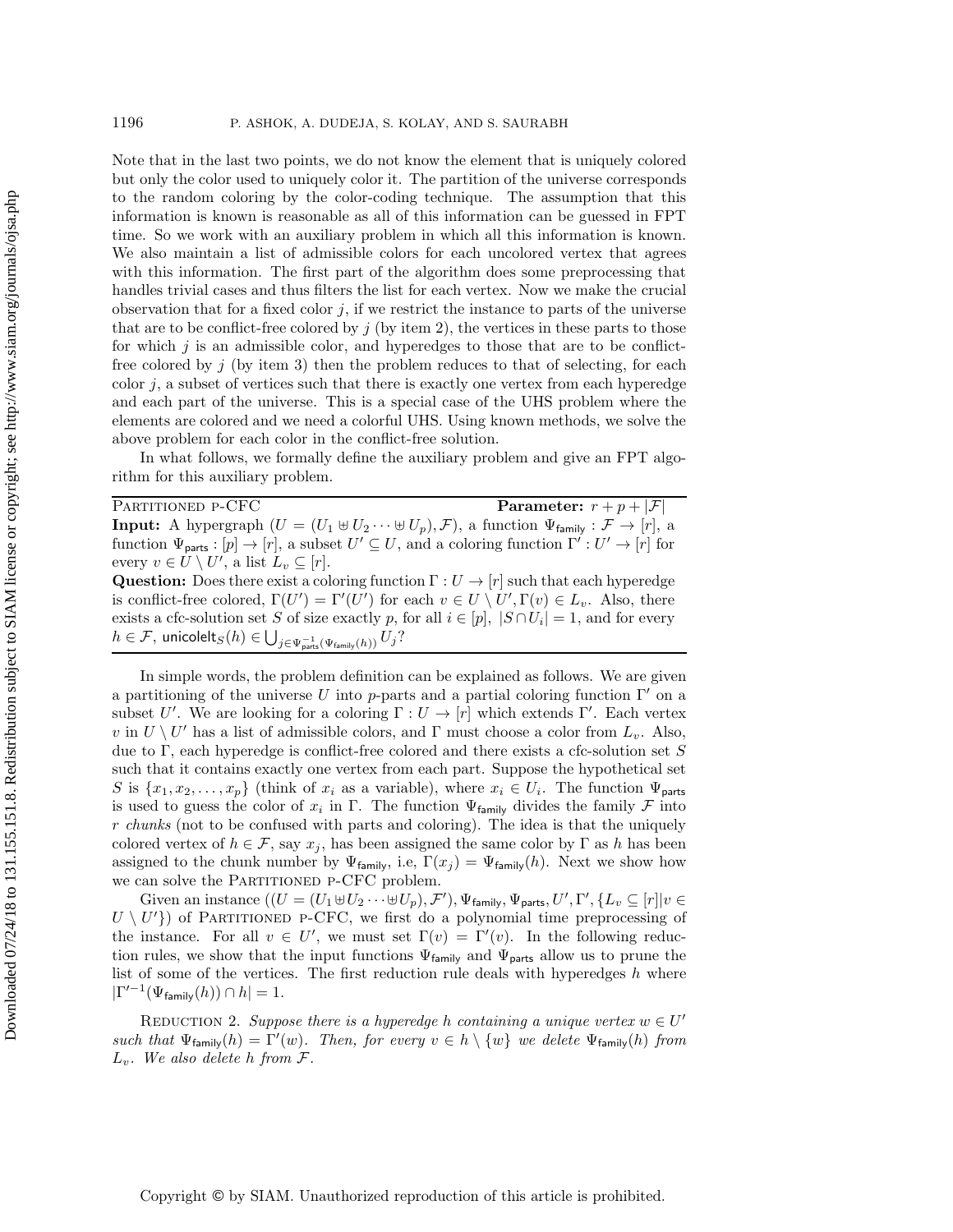Note that in the last two points, we do not know the element that is uniquely colored but only the color used to uniquely color it. The partition of the universe corresponds to the random coloring by the color-coding technique. The assumption that this information is known is reasonable as all of this information can be guessed in FPT time. So we work with an auxiliary problem in which all this information is known. We also maintain a list of admissible colors for each uncolored vertex that agrees with this information. The first part of the algorithm does some preprocessing that handles trivial cases and thus filters the list for each vertex. Now we make the crucial observation that for a fixed color $j$, if we restrict the instance to parts of the universe that are to be conflict-free colored by $j$ (by item 2), the vertices in these parts to those for which $j$ is an admissible color, and hyperedges to those that are to be conflict-free colored by $j$ (by item 3) then the problem reduces to that of selecting, for each color $j$, a subset of vertices such that there is exactly one vertex from each hyperedge and each part of the universe. This is a special case of the UHS problem where the elements are colored and we need a colorful UHS. Using known methods, we solve the above problem for each color in the conflict-free solution.

In what follows, we formally define the auxiliary problem and give an FPT algorithm for this auxiliary problem.

---

Partitioned p-CFC **Parameter:** $r + p + |\mathcal{F}|$

**Input:** A hypergraph $(U = (U_1 \uplus U_2 \cdots \uplus U_p), \mathcal{F})$, a function $\Psi_{\mathsf{family}} : \mathcal{F} \to [r]$, a function $\Psi_{\mathsf{parts}} : [p] \to [r]$, a subset $U' \subseteq U$, and a coloring function $\Gamma' : U' \to [r]$ for every $v \in U \setminus U'$, a list $L_v \subseteq [r]$.

**Question:** Does there exist a coloring function $\Gamma : U \to [r]$ such that each hyperedge is conflict-free colored, $\Gamma(U') = \Gamma'(U')$ for each $v \in U \setminus U', \Gamma(v) \in L_v$. Also, there exists a cfc-solution set $S$ of size exactly $p$, for all $i \in [p]$, $|S \cap U_i| = 1$, and for every $h \in \mathcal{F}$, $\mathsf{unicolelt}_S(h) \in \bigcup_{j \in \Psi_{\mathsf{parts}}^{-1}(\Psi_{\mathsf{family}}(h))} U_j$?

---

In simple words, the problem definition can be explained as follows. We are given a partitioning of the universe $U$ into $p$-parts and a partial coloring function $\Gamma'$ on a subset $U'$. We are looking for a coloring $\Gamma : U \to [r]$ which extends $\Gamma'$. Each vertex $v$ in $U \setminus U'$ has a list of admissible colors, and $\Gamma$ must choose a color from $L_v$. Also, due to $\Gamma$, each hyperedge is conflict-free colored and there exists a cfc-solution set $S$ such that it contains exactly one vertex from each part. Suppose the hypothetical set $S$ is $\{x_1, x_2, \ldots, x_p\}$ (think of $x_i$ as a variable), where $x_i \in U_i$. The function $\Psi_{\mathsf{parts}}$ is used to guess the color of $x_i$ in $\Gamma$. The function $\Psi_{\mathsf{family}}$ divides the family $\mathcal{F}$ into $r$ *chunks* (not to be confused with parts and coloring). The idea is that the uniquely colored vertex of $h \in \mathcal{F}$, say $x_j$, has been assigned the same color by $\Gamma$ as $h$ has been assigned to the chunk number by $\Psi_{\mathsf{family}}$, i.e, $\Gamma(x_j) = \Psi_{\mathsf{family}}(h)$. Next we show how we can solve the Partitioned p-CFC problem.

Given an instance $((U = (U_1 \uplus U_2 \cdots \uplus U_p), \mathcal{F}'), \Psi_{\mathsf{family}}, \Psi_{\mathsf{parts}}, U', \Gamma', \{L_v \subseteq [r] | v \in U \setminus U'\})$ of Partitioned p-CFC, we first do a polynomial time preprocessing of the instance. For all $v \in U'$, we must set $\Gamma(v) = \Gamma'(v)$. In the following reduction rules, we show that the input functions $\Psi_{\mathsf{family}}$ and $\Psi_{\mathsf{parts}}$ allow us to prune the list of some of the vertices. The first reduction rule deals with hyperedges $h$ where $|\Gamma'^{-1}(\Psi_{\mathsf{family}}(h)) \cap h| = 1$.

Reduction 2. *Suppose there is a hyperedge $h$ containing a unique vertex $w \in U'$ such that $\Psi_{\mathsf{family}}(h) = \Gamma'(w)$. Then, for every $v \in h \setminus \{w\}$ we delete $\Psi_{\mathsf{family}}(h)$ from $L_v$. We also delete $h$ from $\mathcal{F}$.*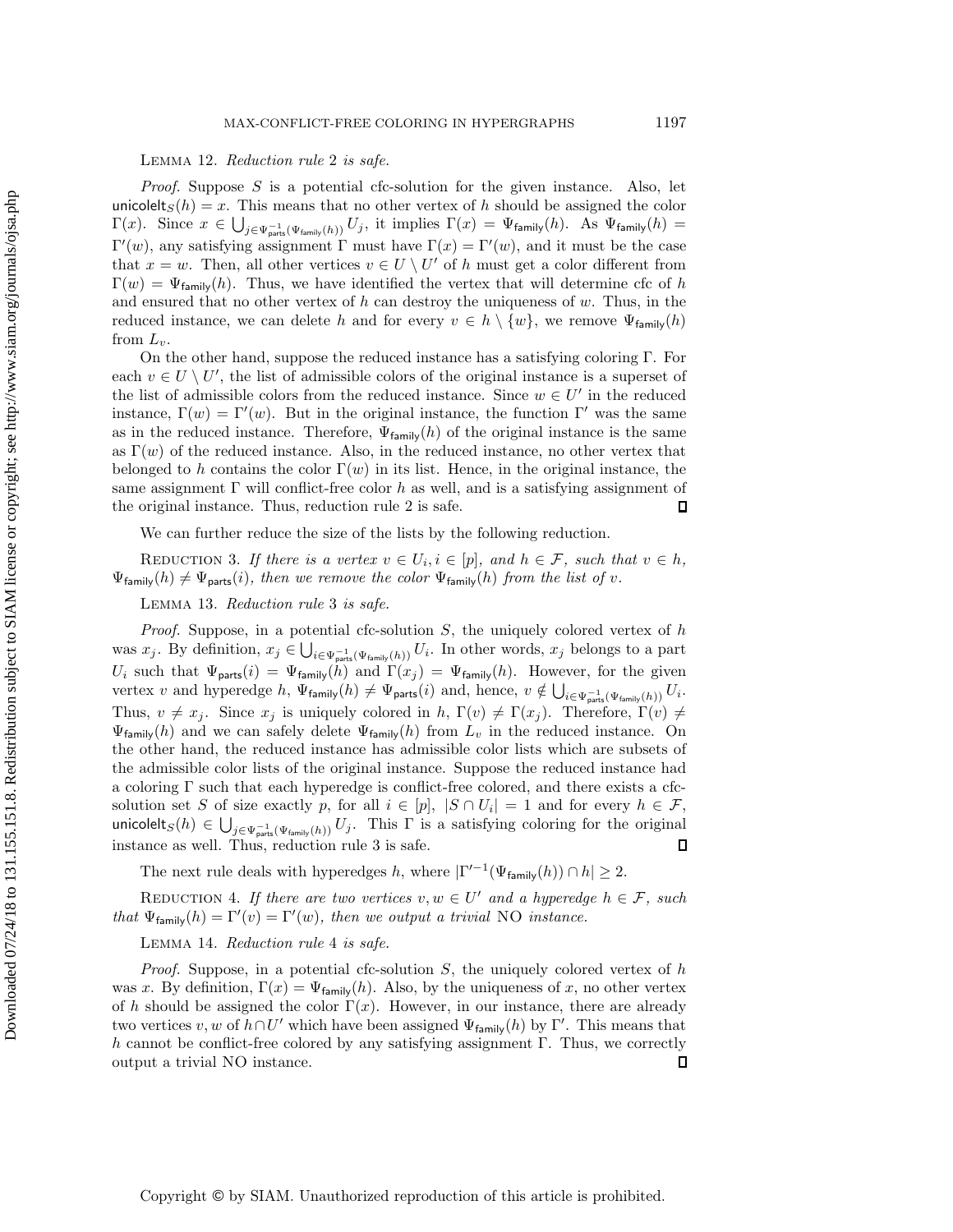LEMMA 12. *Reduction rule* 2 *is safe.*

*Proof.* Suppose $S$ is a potential cfc-solution for the given instance. Also, let $\mathsf{unicoleIt}_S(h) = x$. This means that no other vertex of $h$ should be assigned the color $\Gamma(x)$. Since $x \in \bigcup_{j \in \Psi_{\mathsf{parts}}^{-1}(\Psi_{\mathsf{family}}(h))} U_j$, it implies $\Gamma(x) = \Psi_{\mathsf{family}}(h)$. As $\Psi_{\mathsf{family}}(h) = \Gamma'(w)$, any satisfying assignment $\Gamma$ must have $\Gamma(x) = \Gamma'(w)$, and it must be the case that $x = w$. Then, all other vertices $v \in U \setminus U'$ of $h$ must get a color different from $\Gamma(w) = \Psi_{\mathsf{family}}(h)$. Thus, we have identified the vertex that will determine cfc of $h$ and ensured that no other vertex of $h$ can destroy the uniqueness of $w$. Thus, in the reduced instance, we can delete $h$ and for every $v \in h \setminus \{w\}$, we remove $\Psi_{\mathsf{family}}(h)$ from $L_v$.

On the other hand, suppose the reduced instance has a satisfying coloring $\Gamma$. For each $v \in U \setminus U'$, the list of admissible colors of the original instance is a superset of the list of admissible colors from the reduced instance. Since $w \in U'$ in the reduced instance, $\Gamma(w) = \Gamma'(w)$. But in the original instance, the function $\Gamma'$ was the same as in the reduced instance. Therefore, $\Psi_{\mathsf{family}}(h)$ of the original instance is the same as $\Gamma(w)$ of the reduced instance. Also, in the reduced instance, no other vertex that belonged to $h$ contains the color $\Gamma(w)$ in its list. Hence, in the original instance, the same assignment $\Gamma$ will conflict-free color $h$ as well, and is a satisfying assignment of the original instance. Thus, reduction rule 2 is safe. ∎

We can further reduce the size of the lists by the following reduction.

REDUCTION 3. *If there is a vertex $v \in U_i, i \in [p]$, and $h \in \mathcal{F}$, such that $v \in h$, $\Psi_{\mathsf{family}}(h) \neq \Psi_{\mathsf{parts}}(i)$, then we remove the color $\Psi_{\mathsf{family}}(h)$ from the list of $v$.*

LEMMA 13. *Reduction rule* 3 *is safe.*

*Proof.* Suppose, in a potential cfc-solution $S$, the uniquely colored vertex of $h$ was $x_j$. By definition, $x_j \in \bigcup_{i \in \Psi_{\mathsf{parts}}^{-1}(\Psi_{\mathsf{family}}(h))} U_i$. In other words, $x_j$ belongs to a part $U_i$ such that $\Psi_{\mathsf{parts}}(i) = \Psi_{\mathsf{family}}(h)$ and $\Gamma(x_j) = \Psi_{\mathsf{family}}(h)$. However, for the given vertex $v$ and hyperedge $h$, $\Psi_{\mathsf{family}}(h) \neq \Psi_{\mathsf{parts}}(i)$ and, hence, $v \notin \bigcup_{i \in \Psi_{\mathsf{parts}}^{-1}(\Psi_{\mathsf{family}}(h))} U_i$. Thus, $v \neq x_j$. Since $x_j$ is uniquely colored in $h$, $\Gamma(v) \neq \Gamma(x_j)$. Therefore, $\Gamma(v) \neq \Psi_{\mathsf{family}}(h)$ and we can safely delete $\Psi_{\mathsf{family}}(h)$ from $L_v$ in the reduced instance. On the other hand, the reduced instance has admissible color lists which are subsets of the admissible color lists of the original instance. Suppose the reduced instance had a coloring $\Gamma$ such that each hyperedge is conflict-free colored, and there exists a cfc-solution set $S$ of size exactly $p$, for all $i \in [p]$, $|S \cap U_i| = 1$ and for every $h \in \mathcal{F}$, $\mathsf{unicoleIt}_S(h) \in \bigcup_{j \in \Psi_{\mathsf{parts}}^{-1}(\Psi_{\mathsf{family}}(h))} U_j$. This $\Gamma$ is a satisfying coloring for the original instance as well. Thus, reduction rule 3 is safe. ∎

The next rule deals with hyperedges $h$, where $|\Gamma'^{-1}(\Psi_{\mathsf{family}}(h)) \cap h| \geq 2$.

REDUCTION 4. *If there are two vertices $v, w \in U'$ and a hyperedge $h \in \mathcal{F}$, such that $\Psi_{\mathsf{family}}(h) = \Gamma'(v) = \Gamma'(w)$, then we output a trivial* NO *instance.*

LEMMA 14. *Reduction rule* 4 *is safe.*

*Proof.* Suppose, in a potential cfc-solution $S$, the uniquely colored vertex of $h$ was $x$. By definition, $\Gamma(x) = \Psi_{\mathsf{family}}(h)$. Also, by the uniqueness of $x$, no other vertex of $h$ should be assigned the color $\Gamma(x)$. However, in our instance, there are already two vertices $v, w$ of $h \cap U'$ which have been assigned $\Psi_{\mathsf{family}}(h)$ by $\Gamma'$. This means that $h$ cannot be conflict-free colored by any satisfying assignment $\Gamma$. Thus, we correctly output a trivial NO instance. ∎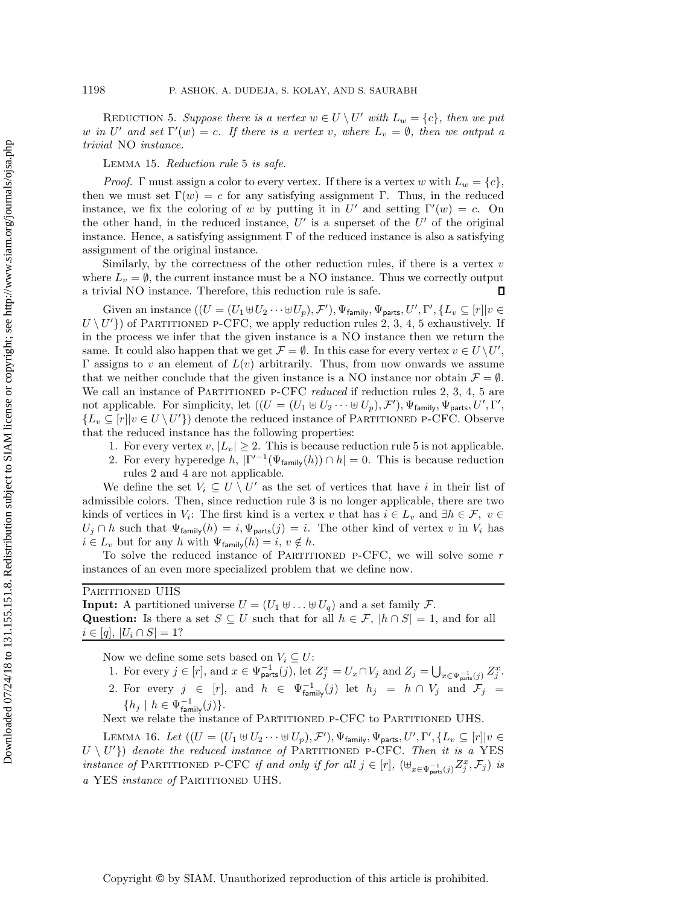REDUCTION 5. *Suppose there is a vertex $w \in U \setminus U'$ with $L_w = \{c\}$, then we put $w$ in $U'$ and set $\Gamma'(w) = c$. If there is a vertex $v$, where $L_v = \emptyset$, then we output a trivial* NO *instance.*

LEMMA 15. *Reduction rule* 5 *is safe.*

*Proof.* $\Gamma$ must assign a color to every vertex. If there is a vertex $w$ with $L_w = \{c\}$, then we must set $\Gamma(w) = c$ for any satisfying assignment $\Gamma$. Thus, in the reduced instance, we fix the coloring of $w$ by putting it in $U'$ and setting $\Gamma'(w) = c$. On the other hand, in the reduced instance, $U'$ is a superset of the $U'$ of the original instance. Hence, a satisfying assignment $\Gamma$ of the reduced instance is also a satisfying assignment of the original instance.

Similarly, by the correctness of the other reduction rules, if there is a vertex $v$ where $L_v = \emptyset$, the current instance must be a NO instance. Thus we correctly output a trivial NO instance. Therefore, this reduction rule is safe. ∎

Given an instance $((U = (U_1 \uplus U_2 \cdots \uplus U_p), \mathcal{F}'), \Psi_{\mathsf{family}}, \Psi_{\mathsf{parts}}, U', \Gamma', \{L_v \subseteq [r] | v \in U \setminus U'\})$ of PARTITIONED P-CFC, we apply reduction rules 2, 3, 4, 5 exhaustively. If in the process we infer that the given instance is a NO instance then we return the same. It could also happen that we get $\mathcal{F} = \emptyset$. In this case for every vertex $v \in U \setminus U'$, $\Gamma$ assigns to $v$ an element of $L(v)$ arbitrarily. Thus, from now onwards we assume that we neither conclude that the given instance is a NO instance nor obtain $\mathcal{F} = \emptyset$. We call an instance of PARTITIONED P-CFC *reduced* if reduction rules 2, 3, 4, 5 are not applicable. For simplicity, let $((U = (U_1 \uplus U_2 \cdots \uplus U_p), \mathcal{F}'), \Psi_{\mathsf{family}}, \Psi_{\mathsf{parts}}, U', \Gamma',$ $\{L_v \subseteq [r] | v \in U \setminus U'\})$ denote the reduced instance of PARTITIONED P-CFC. Observe that the reduced instance has the following properties:

1. For every vertex $v$, $|L_v| \geq 2$. This is because reduction rule 5 is not applicable.
2. For every hyperedge $h$, $|\Gamma'^{-1}(\Psi_{\mathsf{family}}(h)) \cap h| = 0$. This is because reduction rules 2 and 4 are not applicable.

We define the set $V_i \subseteq U \setminus U'$ as the set of vertices that have $i$ in their list of admissible colors. Then, since reduction rule 3 is no longer applicable, there are two kinds of vertices in $V_i$: The first kind is a vertex $v$ that has $i \in L_v$ and $\exists h \in \mathcal{F},\ v \in U_j \cap h$ such that $\Psi_{\mathsf{family}}(h) = i, \Psi_{\mathsf{parts}}(j) = i$. The other kind of vertex $v$ in $V_i$ has $i \in L_v$ but for any $h$ with $\Psi_{\mathsf{family}}(h) = i$, $v \notin h$.

To solve the reduced instance of PARTITIONED P-CFC, we will solve some $r$ instances of an even more specialized problem that we define now.

---

PARTITIONED UHS
**Input:** A partitioned universe $U = (U_1 \uplus \ldots \uplus U_q)$ and a set family $\mathcal{F}$.
**Question:** Is there a set $S \subseteq U$ such that for all $h \in \mathcal{F}$, $|h \cap S| = 1$, and for all $i \in [q]$, $|U_i \cap S| = 1$?

---

Now we define some sets based on $V_i \subseteq U$:

1. For every $j \in [r]$, and $x \in \Psi_{\mathsf{parts}}^{-1}(j)$, let $Z_j^x = U_x \cap V_j$ and $Z_j = \bigcup_{x \in \Psi_{\mathsf{parts}}^{-1}(j)} Z_j^x$.
2. For every $j \in [r]$, and $h \in \Psi_{\mathsf{family}}^{-1}(j)$ let $h_j = h \cap V_j$ and $\mathcal{F}_j = \{h_j \mid h \in \Psi_{\mathsf{family}}^{-1}(j)\}$.

Next we relate the instance of PARTITIONED P-CFC to PARTITIONED UHS.

LEMMA 16. *Let $((U = (U_1 \uplus U_2 \cdots \uplus U_p), \mathcal{F}'), \Psi_{\mathsf{family}}, \Psi_{\mathsf{parts}}, U', \Gamma', \{L_v \subseteq [r] | v \in U \setminus U'\})$ denote the reduced instance of* PARTITIONED P-CFC. *Then it is a* YES *instance of* PARTITIONED P-CFC *if and only if for all $j \in [r]$, $(\uplus_{x \in \Psi_{\mathsf{parts}}^{-1}(j)} Z_j^x, \mathcal{F}_j)$ is a* YES *instance of* PARTITIONED UHS.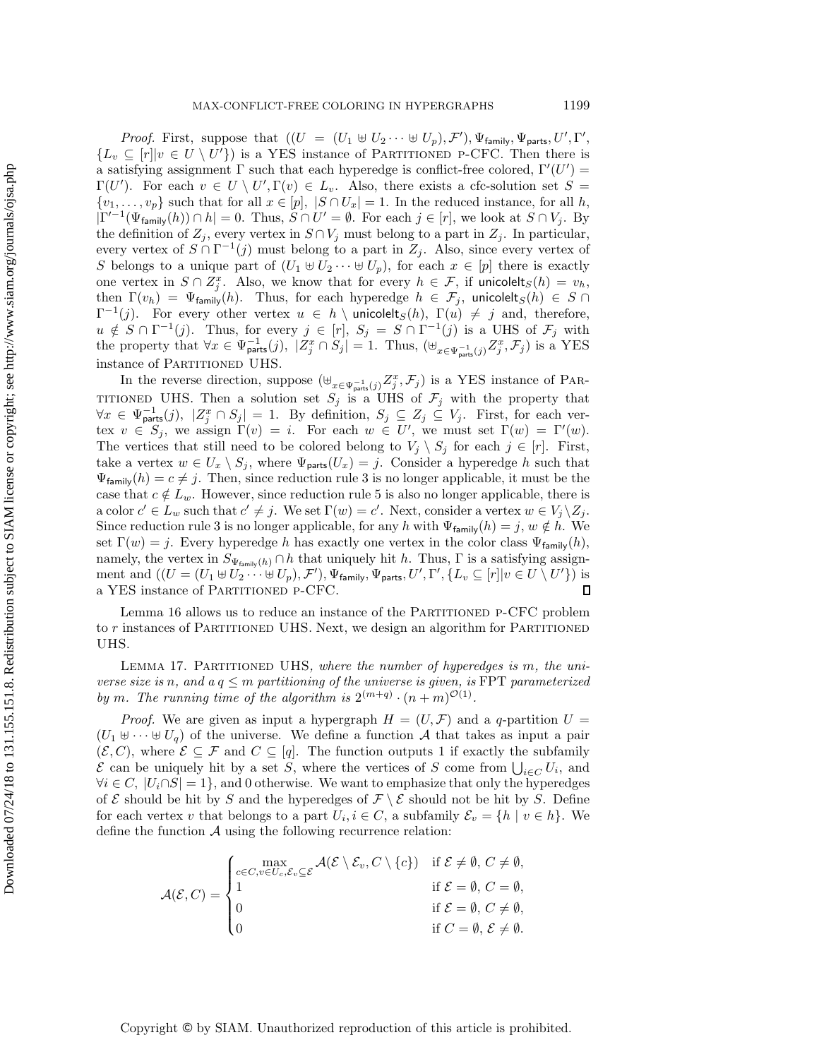*Proof.* First, suppose that $((U = (U_1 \uplus U_2 \cdots \uplus U_p), \mathcal{F}'), \Psi_{\mathsf{family}}, \Psi_{\mathsf{parts}}, U', \Gamma', \{L_v \subseteq [r] | v \in U \setminus U'\})$ is a YES instance of PARTITIONED P-CFC. Then there is a satisfying assignment $\Gamma$ such that each hyperedge is conflict-free colored, $\Gamma'(U') = \Gamma(U')$. For each $v \in U \setminus U', \Gamma(v) \in L_v$. Also, there exists a cfc-solution set $S = \{v_1, \ldots, v_p\}$ such that for all $x \in [p]$, $|S \cap U_x| = 1$. In the reduced instance, for all $h$, $|\Gamma'^{-1}(\Psi_{\mathsf{family}}(h)) \cap h| = 0$. Thus, $S \cap U' = \emptyset$. For each $j \in [r]$, we look at $S \cap V_j$. By the definition of $Z_j$, every vertex in $S \cap V_j$ must belong to a part in $Z_j$. In particular, every vertex of $S \cap \Gamma^{-1}(j)$ must belong to a part in $Z_j$. Also, since every vertex of $S$ belongs to a unique part of $(U_1 \uplus U_2 \cdots \uplus U_p)$, for each $x \in [p]$ there is exactly one vertex in $S \cap Z_j^x$. Also, we know that for every $h \in \mathcal{F}$, if $\mathsf{unicolelt}_S(h) = v_h$, then $\Gamma(v_h) = \Psi_{\mathsf{family}}(h)$. Thus, for each hyperedge $h \in \mathcal{F}_j$, $\mathsf{unicolelt}_S(h) \in S \cap \Gamma^{-1}(j)$. For every other vertex $u \in h \setminus \mathsf{unicolelt}_S(h)$, $\Gamma(u) \neq j$ and, therefore, $u \notin S \cap \Gamma^{-1}(j)$. Thus, for every $j \in [r]$, $S_j = S \cap \Gamma^{-1}(j)$ is a UHS of $\mathcal{F}_j$ with the property that $\forall x \in \Psi_{\mathsf{parts}}^{-1}(j)$, $|Z_j^x \cap S_j| = 1$. Thus, $(\uplus_{x \in \Psi_{\mathsf{parts}}^{-1}(j)} Z_j^x, \mathcal{F}_j)$ is a YES instance of PARTITIONED UHS.

In the reverse direction, suppose $(\uplus_{x \in \Psi_{\mathsf{parts}}^{-1}(j)} Z_j^x, \mathcal{F}_j)$ is a YES instance of PARTITIONED UHS. Then a solution set $S_j$ is a UHS of $\mathcal{F}_j$ with the property that $\forall x \in \Psi_{\mathsf{parts}}^{-1}(j)$, $|Z_j^x \cap S_j| = 1$. By definition, $S_j \subseteq Z_j \subseteq V_j$. First, for each vertex $v \in S_j$, we assign $\Gamma(v) = i$. For each $w \in U'$, we must set $\Gamma(w) = \Gamma'(w)$. The vertices that still need to be colored belong to $V_j \setminus S_j$ for each $j \in [r]$. First, take a vertex $w \in U_x \setminus S_j$, where $\Psi_{\mathsf{parts}}(U_x) = j$. Consider a hyperedge $h$ such that $\Psi_{\mathsf{family}}(h) = c \neq j$. Then, since reduction rule 3 is no longer applicable, it must be the case that $c \notin L_w$. However, since reduction rule 5 is also no longer applicable, there is a color $c' \in L_w$ such that $c' \neq j$. We set $\Gamma(w) = c'$. Next, consider a vertex $w \in V_j \setminus Z_j$. Since reduction rule 3 is no longer applicable, for any $h$ with $\Psi_{\mathsf{family}}(h) = j$, $w \notin h$. We set $\Gamma(w) = j$. Every hyperedge $h$ has exactly one vertex in the color class $\Psi_{\mathsf{family}}(h)$, namely, the vertex in $S_{\Psi_{\mathsf{family}}(h)} \cap h$ that uniquely hit $h$. Thus, $\Gamma$ is a satisfying assignment and $((U = (U_1 \uplus U_2 \cdots \uplus U_p), \mathcal{F}'), \Psi_{\mathsf{family}}, \Psi_{\mathsf{parts}}, U', \Gamma', \{L_v \subseteq [r] | v \in U \setminus U'\})$ is a YES instance of PARTITIONED P-CFC. $\square$

Lemma 16 allows us to reduce an instance of the PARTITIONED P-CFC problem to $r$ instances of PARTITIONED UHS. Next, we design an algorithm for PARTITIONED UHS.

LEMMA 17. PARTITIONED UHS, *where the number of hyperedges is* $m$, *the universe size is* $n$, *and a* $q \leq m$ *partitioning of the universe is given, is* FPT *parameterized by* $m$. *The running time of the algorithm is* $2^{(m+q)} \cdot (n+m)^{\mathcal{O}(1)}$.

*Proof.* We are given as input a hypergraph $H = (U, \mathcal{F})$ and a $q$-partition $U = (U_1 \uplus \cdots \uplus U_q)$ of the universe. We define a function $\mathcal{A}$ that takes as input a pair $(\mathcal{E}, C)$, where $\mathcal{E} \subseteq \mathcal{F}$ and $C \subseteq [q]$. The function outputs 1 if exactly the subfamily $\mathcal{E}$ can be uniquely hit by a set $S$, where the vertices of $S$ come from $\bigcup_{i \in C} U_i$, and $\forall i \in C$, $|U_i \cap S| = 1\}$, and 0 otherwise. We want to emphasize that only the hyperedges of $\mathcal{E}$ should be hit by $S$ and the hyperedges of $\mathcal{F} \setminus \mathcal{E}$ should not be hit by $S$. Define for each vertex $v$ that belongs to a part $U_i, i \in C$, a subfamily $\mathcal{E}_v = \{h \mid v \in h\}$. We define the function $\mathcal{A}$ using the following recurrence relation:

$$\mathcal{A}(\mathcal{E}, C) = \begin{cases} \max\limits_{c \in C, v \in U_c, \mathcal{E}_v \subseteq \mathcal{E}} \mathcal{A}(\mathcal{E} \setminus \mathcal{E}_v, C \setminus \{c\}) & \text{if } \mathcal{E} \neq \emptyset,\ C \neq \emptyset, \\ 1 & \text{if } \mathcal{E} = \emptyset,\ C = \emptyset, \\ 0 & \text{if } \mathcal{E} = \emptyset,\ C \neq \emptyset, \\ 0 & \text{if } C = \emptyset,\ \mathcal{E} \neq \emptyset. \end{cases}$$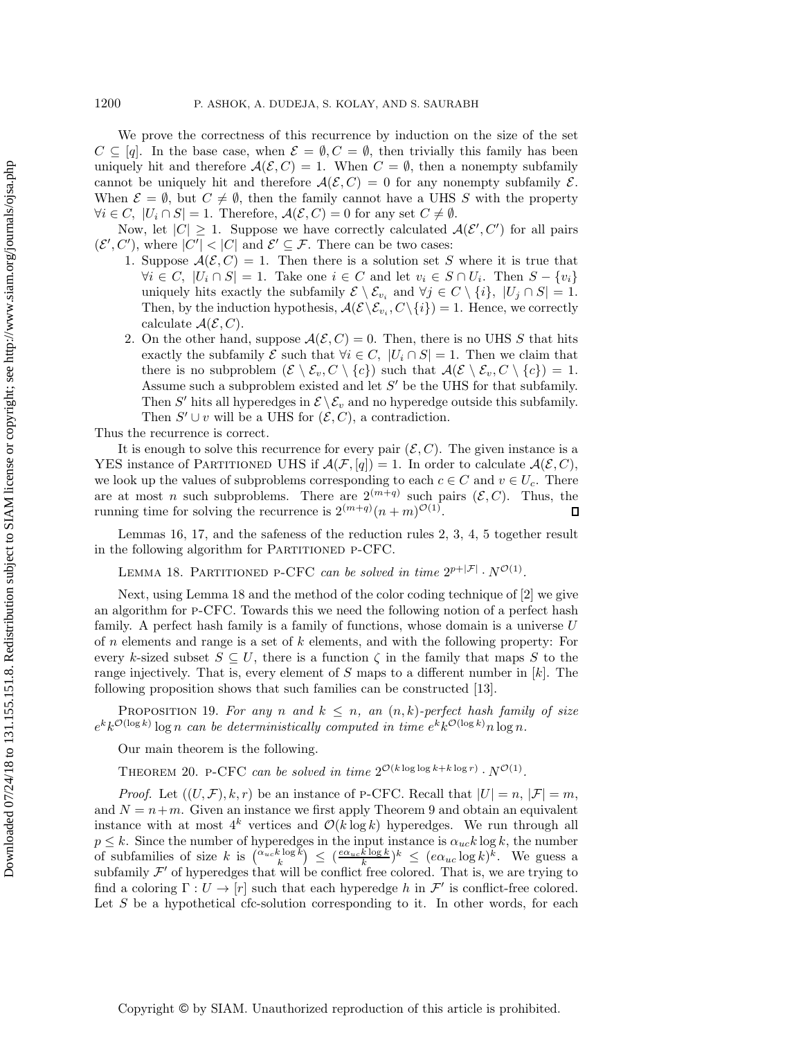We prove the correctness of this recurrence by induction on the size of the set $C \subseteq [q]$. In the base case, when $\mathcal{E} = \emptyset, C = \emptyset$, then trivially this family has been uniquely hit and therefore $\mathcal{A}(\mathcal{E}, C) = 1$. When $C = \emptyset$, then a nonempty subfamily cannot be uniquely hit and therefore $\mathcal{A}(\mathcal{E}, C) = 0$ for any nonempty subfamily $\mathcal{E}$. When $\mathcal{E} = \emptyset$, but $C \neq \emptyset$, then the family cannot have a UHS $S$ with the property $\forall i \in C,\ |U_i \cap S| = 1$. Therefore, $\mathcal{A}(\mathcal{E}, C) = 0$ for any set $C \neq \emptyset$.

Now, let $|C| \geq 1$. Suppose we have correctly calculated $\mathcal{A}(\mathcal{E}', C')$ for all pairs $(\mathcal{E}', C')$, where $|C'| < |C|$ and $\mathcal{E}' \subseteq \mathcal{F}$. There can be two cases:

1. Suppose $\mathcal{A}(\mathcal{E}, C) = 1$. Then there is a solution set $S$ where it is true that $\forall i \in C,\ |U_i \cap S| = 1$. Take one $i \in C$ and let $v_i \in S \cap U_i$. Then $S - \{v_i\}$ uniquely hits exactly the subfamily $\mathcal{E} \setminus \mathcal{E}_{v_i}$ and $\forall j \in C \setminus \{i\},\ |U_j \cap S| = 1$. Then, by the induction hypothesis, $\mathcal{A}(\mathcal{E} \setminus \mathcal{E}_{v_i}, C \setminus \{i\}) = 1$. Hence, we correctly calculate $\mathcal{A}(\mathcal{E}, C)$.
2. On the other hand, suppose $\mathcal{A}(\mathcal{E}, C) = 0$. Then, there is no UHS $S$ that hits exactly the subfamily $\mathcal{E}$ such that $\forall i \in C,\ |U_i \cap S| = 1$. Then we claim that there is no subproblem $(\mathcal{E} \setminus \mathcal{E}_v, C \setminus \{c\})$ such that $\mathcal{A}(\mathcal{E} \setminus \mathcal{E}_v, C \setminus \{c\}) = 1$. Assume such a subproblem existed and let $S'$ be the UHS for that subfamily. Then $S'$ hits all hyperedges in $\mathcal{E} \setminus \mathcal{E}_v$ and no hyperedge outside this subfamily. Then $S' \cup v$ will be a UHS for $(\mathcal{E}, C)$, a contradiction.

Thus the recurrence is correct.

It is enough to solve this recurrence for every pair $(\mathcal{E}, C)$. The given instance is a YES instance of Partitioned UHS if $\mathcal{A}(\mathcal{F}, [q]) = 1$. In order to calculate $\mathcal{A}(\mathcal{E}, C)$, we look up the values of subproblems corresponding to each $c \in C$ and $v \in U_c$. There are at most $n$ such subproblems. There are $2^{(m+q)}$ such pairs $(\mathcal{E}, C)$. Thus, the running time for solving the recurrence is $2^{(m+q)}(n+m)^{\mathcal{O}(1)}$. ∎

Lemmas 16, 17, and the safeness of the reduction rules 2, 3, 4, 5 together result in the following algorithm for Partitioned p-CFC.

**Lemma 18.** *Partitioned p-CFC can be solved in time* $2^{p+|\mathcal{F}|} \cdot N^{\mathcal{O}(1)}$.

Next, using Lemma 18 and the method of the color coding technique of [2] we give an algorithm for p-CFC. Towards this we need the following notion of a perfect hash family. A perfect hash family is a family of functions, whose domain is a universe $U$ of $n$ elements and range is a set of $k$ elements, and with the following property: For every $k$-sized subset $S \subseteq U$, there is a function $\zeta$ in the family that maps $S$ to the range injectively. That is, every element of $S$ maps to a different number in $[k]$. The following proposition shows that such families can be constructed [13].

**Proposition 19.** *For any $n$ and $k \leq n$, an $(n,k)$-perfect hash family of size $e^k k^{\mathcal{O}(\log k)} \log n$ can be deterministically computed in time $e^k k^{\mathcal{O}(\log k)} n \log n$.*

Our main theorem is the following.

**Theorem 20.** *p-CFC can be solved in time* $2^{\mathcal{O}(k \log\log k + k \log r)} \cdot N^{\mathcal{O}(1)}$.

*Proof.* Let $((U, \mathcal{F}), k, r)$ be an instance of p-CFC. Recall that $|U| = n$, $|\mathcal{F}| = m$, and $N = n+m$. Given an instance we first apply Theorem 9 and obtain an equivalent instance with at most $4^k$ vertices and $\mathcal{O}(k \log k)$ hyperedges. We run through all $p \leq k$. Since the number of hyperedges in the input instance is $\alpha_{uc} k \log k$, the number of subfamilies of size $k$ is $\binom{\alpha_{uc} k \log k}{k} \leq (\frac{e \alpha_{uc} k \log k}{k})^k \leq (e \alpha_{uc} \log k)^k$. We guess a subfamily $\mathcal{F}'$ of hyperedges that will be conflict free colored. That is, we are trying to find a coloring $\Gamma : U \to [r]$ such that each hyperedge $h$ in $\mathcal{F}'$ is conflict-free colored. Let $S$ be a hypothetical cfc-solution corresponding to it. In other words, for each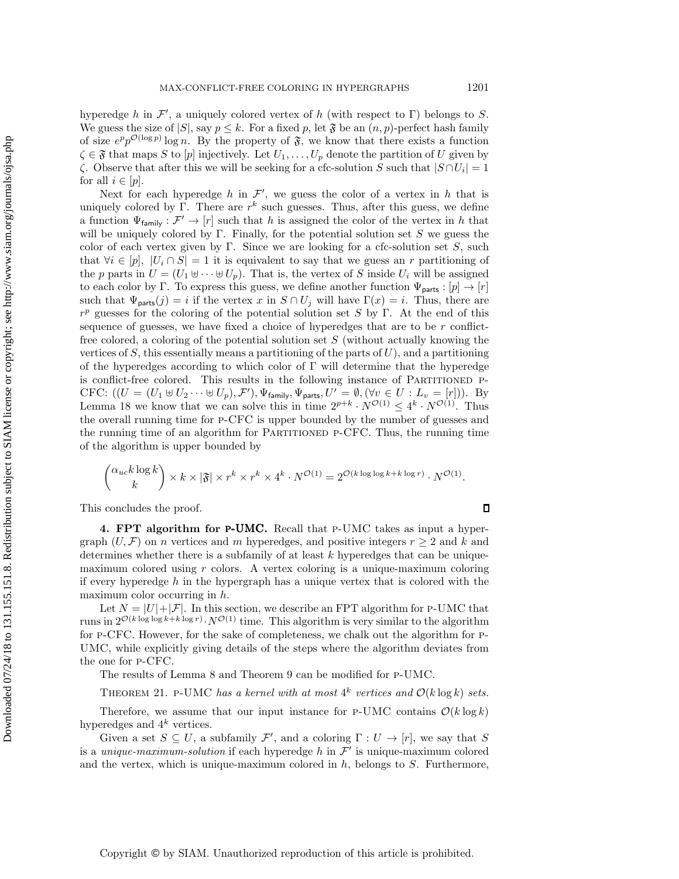hyperedge $h$ in $\mathcal{F}'$, a uniquely colored vertex of $h$ (with respect to $\Gamma$) belongs to $S$. We guess the size of $|S|$, say $p \leq k$. For a fixed $p$, let $\mathfrak{F}$ be an $(n,p)$-perfect hash family of size $e^p p^{\mathcal{O}(\log p)} \log n$. By the property of $\mathfrak{F}$, we know that there exists a function $\zeta \in \mathfrak{F}$ that maps $S$ to $[p]$ injectively. Let $U_1, \ldots, U_p$ denote the partition of $U$ given by $\zeta$. Observe that after this we will be seeking for a cfc-solution $S$ such that $|S \cap U_i| = 1$ for all $i \in [p]$.

Next for each hyperedge $h$ in $\mathcal{F}'$, we guess the color of a vertex in $h$ that is uniquely colored by $\Gamma$. There are $r^k$ such guesses. Thus, after this guess, we define a function $\Psi_{\mathsf{family}} : \mathcal{F}' \to [r]$ such that $h$ is assigned the color of the vertex in $h$ that will be uniquely colored by $\Gamma$. Finally, for the potential solution set $S$ we guess the color of each vertex given by $\Gamma$. Since we are looking for a cfc-solution set $S$, such that $\forall i \in [p]$, $|U_i \cap S| = 1$ it is equivalent to say that we guess an $r$ partitioning of the $p$ parts in $U = (U_1 \uplus \cdots \uplus U_p)$. That is, the vertex of $S$ inside $U_i$ will be assigned to each color by $\Gamma$. To express this guess, we define another function $\Psi_{\mathsf{parts}} : [p] \to [r]$ such that $\Psi_{\mathsf{parts}}(j) = i$ if the vertex $x$ in $S \cap U_j$ will have $\Gamma(x) = i$. Thus, there are $r^p$ guesses for the coloring of the potential solution set $S$ by $\Gamma$. At the end of this sequence of guesses, we have fixed a choice of hyperedges that are to be $r$ conflict-free colored, a coloring of the potential solution set $S$ (without actually knowing the vertices of $S$, this essentially means a partitioning of the parts of $U$), and a partitioning of the hyperedges according to which color of $\Gamma$ will determine that the hyperedge is conflict-free colored. This results in the following instance of PARTITIONED P-CFC: $((U = (U_1 \uplus U_2 \cdots \uplus U_p), \mathcal{F}'), \Psi_{\mathsf{family}}, \Psi_{\mathsf{parts}}, U' = \emptyset, (\forall v \in U : L_v = [r]))$. By Lemma 18 we know that we can solve this in time $2^{p+k} \cdot N^{\mathcal{O}(1)} \leq 4^k \cdot N^{\mathcal{O}(1)}$. Thus the overall running time for P-CFC is upper bounded by the number of guesses and the running time of an algorithm for PARTITIONED P-CFC. Thus, the running time of the algorithm is upper bounded by

$$\binom{\alpha_{uc} k \log k}{k} \times k \times |\mathfrak{F}| \times r^k \times r^k \times 4^k \cdot N^{\mathcal{O}(1)} = 2^{\mathcal{O}(k \log\log k + k \log r)} \cdot N^{\mathcal{O}(1)}.$$

This concludes the proof. ∎

## 4. FPT algorithm for P-UMC.

Recall that P-UMC takes as input a hypergraph $(U, \mathcal{F})$ on $n$ vertices and $m$ hyperedges, and positive integers $r \geq 2$ and $k$ and determines whether there is a subfamily of at least $k$ hyperedges that can be unique-maximum colored using $r$ colors. A vertex coloring is a unique-maximum coloring if every hyperedge $h$ in the hypergraph has a unique vertex that is colored with the maximum color occurring in $h$.

Let $N = |U| + |\mathcal{F}|$. In this section, we describe an FPT algorithm for P-UMC that runs in $2^{\mathcal{O}(k \log\log k + k \log r)} \cdot N^{\mathcal{O}(1)}$ time. This algorithm is very similar to the algorithm for P-CFC. However, for the sake of completeness, we chalk out the algorithm for P-UMC, while explicitly giving details of the steps where the algorithm deviates from the one for P-CFC.

The results of Lemma 8 and Theorem 9 can be modified for P-UMC.

THEOREM 21. *P-UMC has a kernel with at most $4^k$ vertices and $\mathcal{O}(k \log k)$ sets.*

Therefore, we assume that our input instance for P-UMC contains $\mathcal{O}(k \log k)$ hyperedges and $4^k$ vertices.

Given a set $S \subseteq U$, a subfamily $\mathcal{F}'$, and a coloring $\Gamma : U \to [r]$, we say that $S$ is a *unique-maximum-solution* if each hyperedge $h$ in $\mathcal{F}'$ is unique-maximum colored and the vertex, which is unique-maximum colored in $h$, belongs to $S$. Furthermore,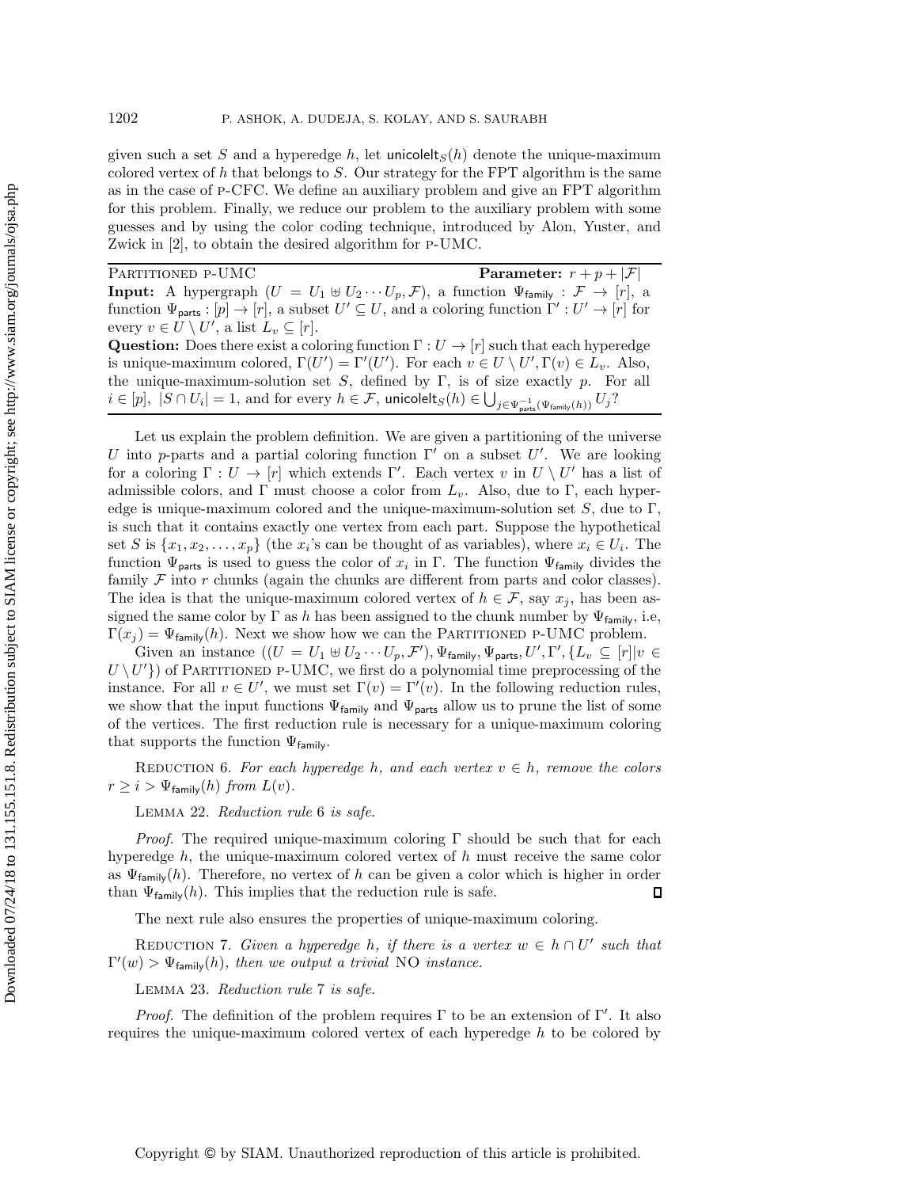given such a set $S$ and a hyperedge $h$, let $\mathsf{unicolelt}_S(h)$ denote the unique-maximum colored vertex of $h$ that belongs to $S$. Our strategy for the FPT algorithm is the same as in the case of p-CFC. We define an auxiliary problem and give an FPT algorithm for this problem. Finally, we reduce our problem to the auxiliary problem with some guesses and by using the color coding technique, introduced by Alon, Yuster, and Zwick in [2], to obtain the desired algorithm for p-UMC.

---

Partitioned p-UMC **Parameter:** $r + p + |\mathcal{F}|$

**Input:** A hypergraph $(U = U_1 \uplus U_2 \cdots U_p, \mathcal{F})$, a function $\Psi_{\mathsf{family}} : \mathcal{F} \to [r]$, a function $\Psi_{\mathsf{parts}} : [p] \to [r]$, a subset $U' \subseteq U$, and a coloring function $\Gamma' : U' \to [r]$ for every $v \in U \setminus U'$, a list $L_v \subseteq [r]$.

**Question:** Does there exist a coloring function $\Gamma : U \to [r]$ such that each hyperedge is unique-maximum colored, $\Gamma(U') = \Gamma'(U')$. For each $v \in U \setminus U', \Gamma(v) \in L_v$. Also, the unique-maximum-solution set $S$, defined by $\Gamma$, is of size exactly $p$. For all $i \in [p]$, $|S \cap U_i| = 1$, and for every $h \in \mathcal{F}$, $\mathsf{unicolelt}_S(h) \in \bigcup_{j \in \Psi^{-1}_{\mathsf{parts}}(\Psi_{\mathsf{family}}(h))} U_j$?

---

Let us explain the problem definition. We are given a partitioning of the universe $U$ into $p$-parts and a partial coloring function $\Gamma'$ on a subset $U'$. We are looking for a coloring $\Gamma : U \to [r]$ which extends $\Gamma'$. Each vertex $v$ in $U \setminus U'$ has a list of admissible colors, and $\Gamma$ must choose a color from $L_v$. Also, due to $\Gamma$, each hyperedge is unique-maximum colored and the unique-maximum-solution set $S$, due to $\Gamma$, is such that it contains exactly one vertex from each part. Suppose the hypothetical set $S$ is $\{x_1, x_2, \ldots, x_p\}$ (the $x_i$'s can be thought of as variables), where $x_i \in U_i$. The function $\Psi_{\mathsf{parts}}$ is used to guess the color of $x_i$ in $\Gamma$. The function $\Psi_{\mathsf{family}}$ divides the family $\mathcal{F}$ into $r$ chunks (again the chunks are different from parts and color classes). The idea is that the unique-maximum colored vertex of $h \in \mathcal{F}$, say $x_j$, has been assigned the same color by $\Gamma$ as $h$ has been assigned to the chunk number by $\Psi_{\mathsf{family}}$, i.e, $\Gamma(x_j) = \Psi_{\mathsf{family}}(h)$. Next we show how we can the Partitioned p-UMC problem.

Given an instance $((U = U_1 \uplus U_2 \cdots U_p, \mathcal{F}'), \Psi_{\mathsf{family}}, \Psi_{\mathsf{parts}}, U', \Gamma', \{L_v \subseteq [r] | v \in U \setminus U'\})$ of Partitioned p-UMC, we first do a polynomial time preprocessing of the instance. For all $v \in U'$, we must set $\Gamma(v) = \Gamma'(v)$. In the following reduction rules, we show that the input functions $\Psi_{\mathsf{family}}$ and $\Psi_{\mathsf{parts}}$ allow us to prune the list of some of the vertices. The first reduction rule is necessary for a unique-maximum coloring that supports the function $\Psi_{\mathsf{family}}$.

Reduction 6. *For each hyperedge $h$, and each vertex $v \in h$, remove the colors $r \geq i > \Psi_{\mathsf{family}}(h)$ from $L(v)$.*

Lemma 22. *Reduction rule 6 is safe.*

*Proof.* The required unique-maximum coloring $\Gamma$ should be such that for each hyperedge $h$, the unique-maximum colored vertex of $h$ must receive the same color as $\Psi_{\mathsf{family}}(h)$. Therefore, no vertex of $h$ can be given a color which is higher in order than $\Psi_{\mathsf{family}}(h)$. This implies that the reduction rule is safe. ◻

The next rule also ensures the properties of unique-maximum coloring.

Reduction 7. *Given a hyperedge $h$, if there is a vertex $w \in h \cap U'$ such that $\Gamma'(w) > \Psi_{\mathsf{family}}(h)$, then we output a trivial* NO *instance.*

Lemma 23. *Reduction rule 7 is safe.*

*Proof.* The definition of the problem requires $\Gamma$ to be an extension of $\Gamma'$. It also requires the unique-maximum colored vertex of each hyperedge $h$ to be colored by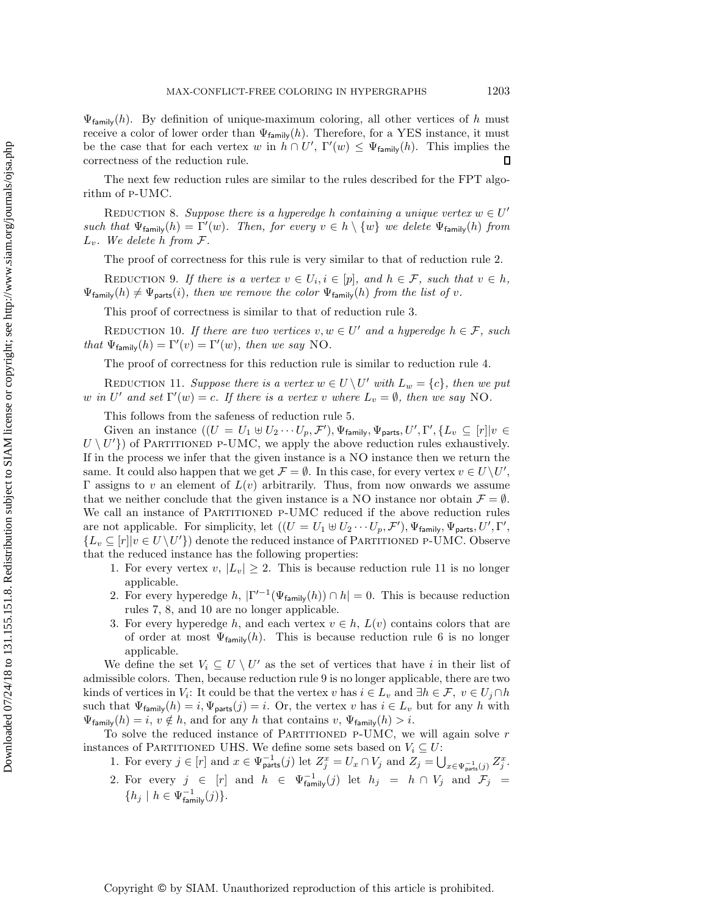$\Psi_{\mathsf{family}}(h)$. By definition of unique-maximum coloring, all other vertices of $h$ must receive a color of lower order than $\Psi_{\mathsf{family}}(h)$. Therefore, for a YES instance, it must be the case that for each vertex $w$ in $h \cap U'$, $\Gamma'(w) \leq \Psi_{\mathsf{family}}(h)$. This implies the correctness of the reduction rule. ∎

The next few reduction rules are similar to the rules described for the FPT algorithm of p-UMC.

Reduction 8. *Suppose there is a hyperedge $h$ containing a unique vertex $w \in U'$ such that $\Psi_{\mathsf{family}}(h) = \Gamma'(w)$. Then, for every $v \in h \setminus \{w\}$ we delete $\Psi_{\mathsf{family}}(h)$ from $L_v$. We delete $h$ from $\mathcal{F}$.*

The proof of correctness for this rule is very similar to that of reduction rule 2.

Reduction 9. *If there is a vertex $v \in U_i, i \in [p]$, and $h \in \mathcal{F}$, such that $v \in h$, $\Psi_{\mathsf{family}}(h) \neq \Psi_{\mathsf{parts}}(i)$, then we remove the color $\Psi_{\mathsf{family}}(h)$ from the list of $v$.*

This proof of correctness is similar to that of reduction rule 3.

Reduction 10. *If there are two vertices $v, w \in U'$ and a hyperedge $h \in \mathcal{F}$, such that $\Psi_{\mathsf{family}}(h) = \Gamma'(v) = \Gamma'(w)$, then we say* NO.

The proof of correctness for this reduction rule is similar to reduction rule 4.

Reduction 11. *Suppose there is a vertex $w \in U \setminus U'$ with $L_w = \{c\}$, then we put $w$ in $U'$ and set $\Gamma'(w) = c$. If there is a vertex $v$ where $L_v = \emptyset$, then we say* NO.

This follows from the safeness of reduction rule 5.

Given an instance $((U = U_1 \uplus U_2 \cdots U_p, \mathcal{F}'), \Psi_{\mathsf{family}}, \Psi_{\mathsf{parts}}, U', \Gamma', \{L_v \subseteq [r] | v \in U \setminus U'\})$ of Partitioned p-UMC, we apply the above reduction rules exhaustively. If in the process we infer that the given instance is a NO instance then we return the same. It could also happen that we get $\mathcal{F} = \emptyset$. In this case, for every vertex $v \in U \setminus U'$, $\Gamma$ assigns to $v$ an element of $L(v)$ arbitrarily. Thus, from now onwards we assume that we neither conclude that the given instance is a NO instance nor obtain $\mathcal{F} = \emptyset$. We call an instance of Partitioned p-UMC reduced if the above reduction rules are not applicable. For simplicity, let $((U = U_1 \uplus U_2 \cdots U_p, \mathcal{F}'), \Psi_{\mathsf{family}}, \Psi_{\mathsf{parts}}, U', \Gamma', \{L_v \subseteq [r] | v \in U \setminus U'\})$ denote the reduced instance of Partitioned p-UMC. Observe that the reduced instance has the following properties:

1. For every vertex $v$, $|L_v| \geq 2$. This is because reduction rule 11 is no longer applicable.
2. For every hyperedge $h$, $|\Gamma'^{-1}(\Psi_{\mathsf{family}}(h)) \cap h| = 0$. This is because reduction rules 7, 8, and 10 are no longer applicable.
3. For every hyperedge $h$, and each vertex $v \in h$, $L(v)$ contains colors that are of order at most $\Psi_{\mathsf{family}}(h)$. This is because reduction rule 6 is no longer applicable.

We define the set $V_i \subseteq U \setminus U'$ as the set of vertices that have $i$ in their list of admissible colors. Then, because reduction rule 9 is no longer applicable, there are two kinds of vertices in $V_i$: It could be that the vertex $v$ has $i \in L_v$ and $\exists h \in \mathcal{F}$, $v \in U_j \cap h$ such that $\Psi_{\mathsf{family}}(h) = i, \Psi_{\mathsf{parts}}(j) = i$. Or, the vertex $v$ has $i \in L_v$ but for any $h$ with $\Psi_{\mathsf{family}}(h) = i$, $v \notin h$, and for any $h$ that contains $v$, $\Psi_{\mathsf{family}}(h) > i$.

To solve the reduced instance of Partitioned p-UMC, we will again solve $r$ instances of Partitioned UHS. We define some sets based on $V_i \subseteq U$:

1. For every $j \in [r]$ and $x \in \Psi^{-1}_{\mathsf{parts}}(j)$ let $Z^x_j = U_x \cap V_j$ and $Z_j = \bigcup_{x \in \Psi^{-1}_{\mathsf{parts}}(j)} Z^x_j$.
2. For every $j \in [r]$ and $h \in \Psi^{-1}_{\mathsf{family}}(j)$ let $h_j = h \cap V_j$ and $\mathcal{F}_j = \{h_j \mid h \in \Psi^{-1}_{\mathsf{family}}(j)\}$.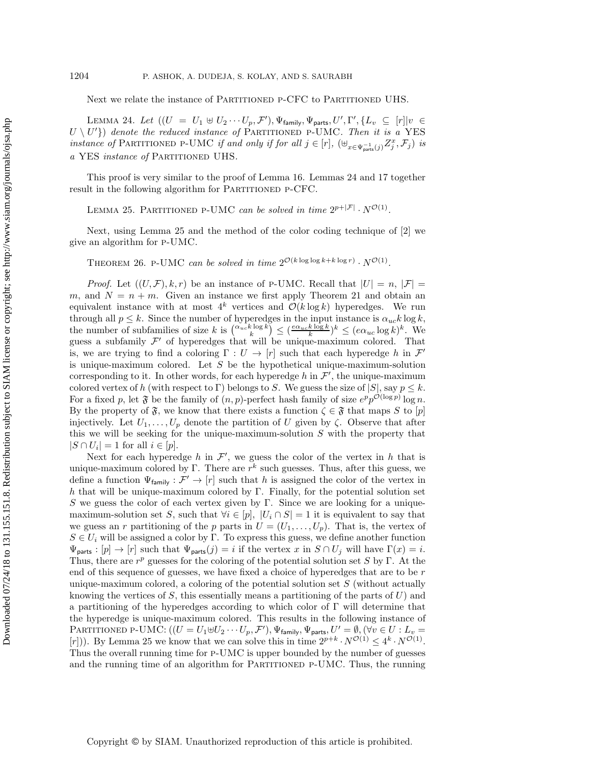Next we relate the instance of Partitioned p-CFC to Partitioned UHS.

Lemma 24. *Let* $((U = U_1 \uplus U_2 \cdots U_p, \mathcal{F}'), \Psi_{\mathsf{family}}, \Psi_{\mathsf{parts}}, U', \Gamma', \{L_v \subseteq [r] | v \in U \setminus U'\})$ *denote the reduced instance of* Partitioned p-UMC. *Then it is a* YES *instance of* Partitioned p-UMC *if and only if for all* $j \in [r]$, $(\uplus_{x \in \Psi_{\mathsf{parts}}^{-1}(j)} Z_j^x, \mathcal{F}_j)$ *is a* YES *instance of* Partitioned UHS.

This proof is very similar to the proof of Lemma 16. Lemmas 24 and 17 together result in the following algorithm for Partitioned p-CFC.

Lemma 25. Partitioned p-UMC *can be solved in time* $2^{p+|\mathcal{F}|} \cdot N^{\mathcal{O}(1)}$.

Next, using Lemma 25 and the method of the color coding technique of [2] we give an algorithm for p-UMC.

Theorem 26. p-UMC *can be solved in time* $2^{\mathcal{O}(k \log\log k + k \log r)} \cdot N^{\mathcal{O}(1)}$.

*Proof.* Let $((U, \mathcal{F}), k, r)$ be an instance of p-UMC. Recall that $|U| = n$, $|\mathcal{F}| = m$, and $N = n + m$. Given an instance we first apply Theorem 21 and obtain an equivalent instance with at most $4^k$ vertices and $\mathcal{O}(k \log k)$ hyperedges. We run through all $p \leq k$. Since the number of hyperedges in the input instance is $\alpha_{uc} k \log k$, the number of subfamilies of size $k$ is $\binom{\alpha_{uc} k \log k}{k} \leq (\frac{e \alpha_{uc} k \log k}{k})^k \leq (e \alpha_{uc} \log k)^k$. We guess a subfamily $\mathcal{F}'$ of hyperedges that will be unique-maximum colored. That is, we are trying to find a coloring $\Gamma : U \to [r]$ such that each hyperedge $h$ in $\mathcal{F}'$ is unique-maximum colored. Let $S$ be the hypothetical unique-maximum-solution corresponding to it. In other words, for each hyperedge $h$ in $\mathcal{F}'$, the unique-maximum colored vertex of $h$ (with respect to $\Gamma$) belongs to $S$. We guess the size of $|S|$, say $p \leq k$. For a fixed $p$, let $\mathfrak{F}$ be the family of $(n, p)$-perfect hash family of size $e^p p^{\mathcal{O}(\log p)} \log n$. By the property of $\mathfrak{F}$, we know that there exists a function $\zeta \in \mathfrak{F}$ that maps $S$ to $[p]$ injectively. Let $U_1, \ldots, U_p$ denote the partition of $U$ given by $\zeta$. Observe that after this we will be seeking for the unique-maximum-solution $S$ with the property that $|S \cap U_i| = 1$ for all $i \in [p]$.

Next for each hyperedge $h$ in $\mathcal{F}'$, we guess the color of the vertex in $h$ that is unique-maximum colored by $\Gamma$. There are $r^k$ such guesses. Thus, after this guess, we define a function $\Psi_{\mathsf{family}} : \mathcal{F}' \to [r]$ such that $h$ is assigned the color of the vertex in $h$ that will be unique-maximum colored by $\Gamma$. Finally, for the potential solution set $S$ we guess the color of each vertex given by $\Gamma$. Since we are looking for a unique-maximum-solution set $S$, such that $\forall i \in [p],\ |U_i \cap S| = 1$ it is equivalent to say that we guess an $r$ partitioning of the $p$ parts in $U = (U_1, \ldots, U_p)$. That is, the vertex of $S \in U_i$ will be assigned a color by $\Gamma$. To express this guess, we define another function $\Psi_{\mathsf{parts}} : [p] \to [r]$ such that $\Psi_{\mathsf{parts}}(j) = i$ if the vertex $x$ in $S \cap U_j$ will have $\Gamma(x) = i$. Thus, there are $r^p$ guesses for the coloring of the potential solution set $S$ by $\Gamma$. At the end of this sequence of guesses, we have fixed a choice of hyperedges that are to be $r$ unique-maximum colored, a coloring of the potential solution set $S$ (without actually knowing the vertices of $S$, this essentially means a partitioning of the parts of $U$) and a partitioning of the hyperedges according to which color of $\Gamma$ will determine that the hyperedge is unique-maximum colored. This results in the following instance of Partitioned p-UMC: $((U = U_1 \uplus U_2 \cdots U_p, \mathcal{F}'), \Psi_{\mathsf{family}}, \Psi_{\mathsf{parts}}, U' = \emptyset, (\forall v \in U : L_v = [r]))$. By Lemma 25 we know that we can solve this in time $2^{p+k} \cdot N^{\mathcal{O}(1)} \leq 4^k \cdot N^{\mathcal{O}(1)}$. Thus the overall running time for p-UMC is upper bounded by the number of guesses and the running time of an algorithm for Partitioned p-UMC. Thus, the running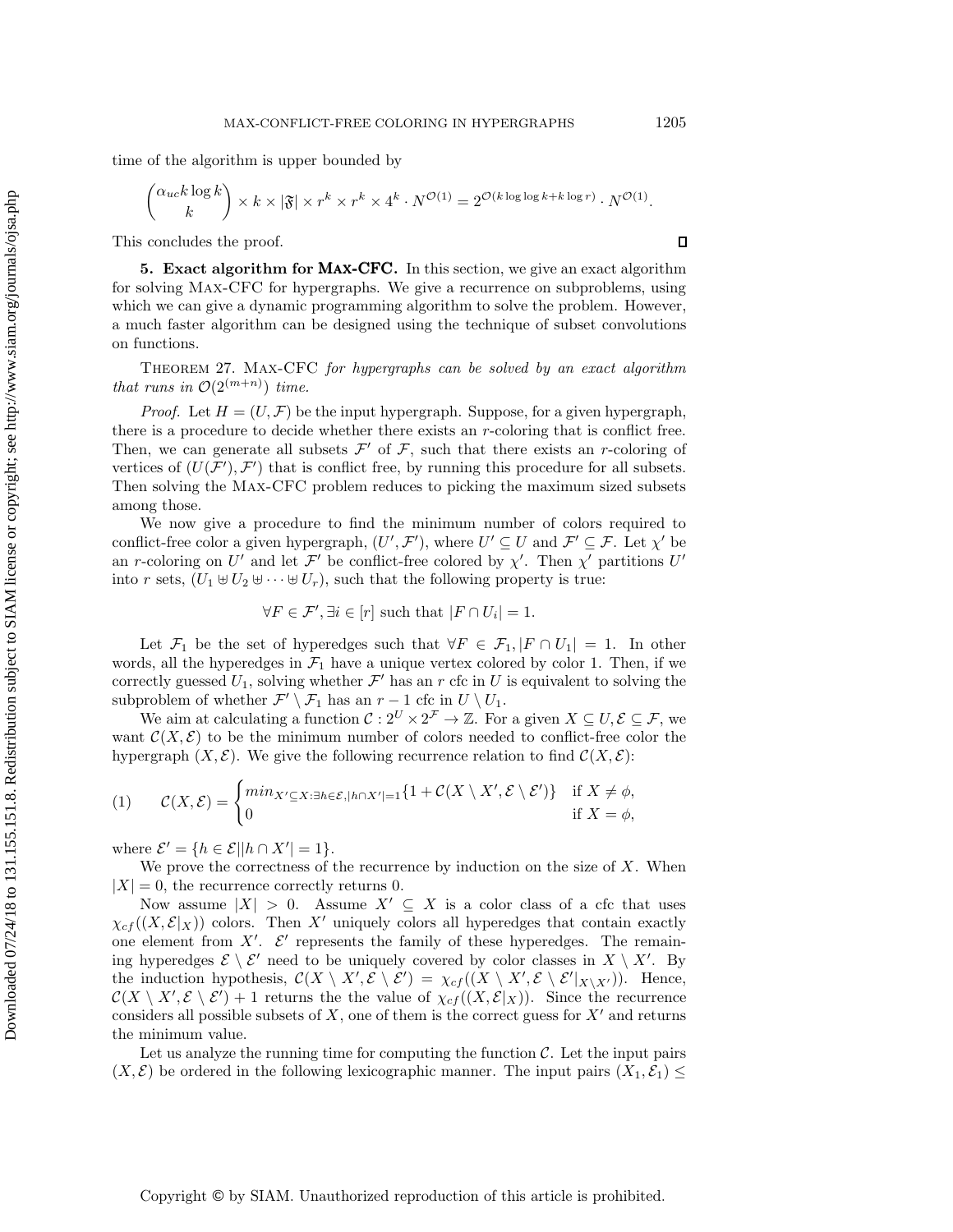time of the algorithm is upper bounded by

$$\binom{\alpha_{uc} k \log k}{k} \times k \times |\mathfrak{F}| \times r^k \times r^k \times 4^k \cdot N^{\mathcal{O}(1)} = 2^{\mathcal{O}(k \log\log k + k \log r)} \cdot N^{\mathcal{O}(1)}.$$

This concludes the proof. ◻

**5. Exact algorithm for Max-CFC.** In this section, we give an exact algorithm for solving Max-CFC for hypergraphs. We give a recurrence on subproblems, using which we can give a dynamic programming algorithm to solve the problem. However, a much faster algorithm can be designed using the technique of subset convolutions on functions.

Theorem 27. *Max-CFC for hypergraphs can be solved by an exact algorithm that runs in* $\mathcal{O}(2^{(m+n)})$ *time.*

*Proof.* Let $H = (U, \mathcal{F})$ be the input hypergraph. Suppose, for a given hypergraph, there is a procedure to decide whether there exists an $r$-coloring that is conflict free. Then, we can generate all subsets $\mathcal{F}'$ of $\mathcal{F}$, such that there exists an $r$-coloring of vertices of $(U(\mathcal{F}'), \mathcal{F}')$ that is conflict free, by running this procedure for all subsets. Then solving the Max-CFC problem reduces to picking the maximum sized subsets among those.

We now give a procedure to find the minimum number of colors required to conflict-free color a given hypergraph, $(U', \mathcal{F}')$, where $U' \subseteq U$ and $\mathcal{F}' \subseteq \mathcal{F}$. Let $\chi'$ be an $r$-coloring on $U'$ and let $\mathcal{F}'$ be conflict-free colored by $\chi'$. Then $\chi'$ partitions $U'$ into $r$ sets, $(U_1 \uplus U_2 \uplus \cdots \uplus U_r)$, such that the following property is true:

$$\forall F \in \mathcal{F}', \exists i \in [r] \text{ such that } |F \cap U_i| = 1.$$

Let $\mathcal{F}_1$ be the set of hyperedges such that $\forall F \in \mathcal{F}_1, |F \cap U_1| = 1$. In other words, all the hyperedges in $\mathcal{F}_1$ have a unique vertex colored by color 1. Then, if we correctly guessed $U_1$, solving whether $\mathcal{F}'$ has an $r$ cfc in $U$ is equivalent to solving the subproblem of whether $\mathcal{F}' \setminus \mathcal{F}_1$ has an $r-1$ cfc in $U \setminus U_1$.

We aim at calculating a function $\mathcal{C} : 2^U \times 2^{\mathcal{F}} \to \mathbb{Z}$. For a given $X \subseteq U, \mathcal{E} \subseteq \mathcal{F}$, we want $\mathcal{C}(X, \mathcal{E})$ to be the minimum number of colors needed to conflict-free color the hypergraph $(X, \mathcal{E})$. We give the following recurrence relation to find $\mathcal{C}(X, \mathcal{E})$:

$$\mathcal{C}(X, \mathcal{E}) = \begin{cases} min_{X' \subseteq X : \exists h \in \mathcal{E}, |h \cap X'| = 1} \{1 + \mathcal{C}(X \setminus X', \mathcal{E} \setminus \mathcal{E}')\} & \text{if } X \neq \phi, \\ 0 & \text{if } X = \phi, \end{cases} \tag{1}$$

where $\mathcal{E}' = \{h \in \mathcal{E} \,|\, |h \cap X'| = 1\}$.

We prove the correctness of the recurrence by induction on the size of $X$. When $|X| = 0$, the recurrence correctly returns 0.

Now assume $|X| > 0$. Assume $X' \subseteq X$ is a color class of a cfc that uses $\chi_{cf}((X, \mathcal{E}|_X))$ colors. Then $X'$ uniquely colors all hyperedges that contain exactly one element from $X'$. $\mathcal{E}'$ represents the family of these hyperedges. The remaining hyperedges $\mathcal{E} \setminus \mathcal{E}'$ need to be uniquely covered by color classes in $X \setminus X'$. By the induction hypothesis, $\mathcal{C}(X \setminus X', \mathcal{E} \setminus \mathcal{E}') = \chi_{cf}((X \setminus X', \mathcal{E} \setminus \mathcal{E}'|_{X \setminus X'}))$. Hence, $\mathcal{C}(X \setminus X', \mathcal{E} \setminus \mathcal{E}') + 1$ returns the the value of $\chi_{cf}((X, \mathcal{E}|_X))$. Since the recurrence considers all possible subsets of $X$, one of them is the correct guess for $X'$ and returns the minimum value.

Let us analyze the running time for computing the function $\mathcal{C}$. Let the input pairs $(X, \mathcal{E})$ be ordered in the following lexicographic manner. The input pairs $(X_1, \mathcal{E}_1) \leq$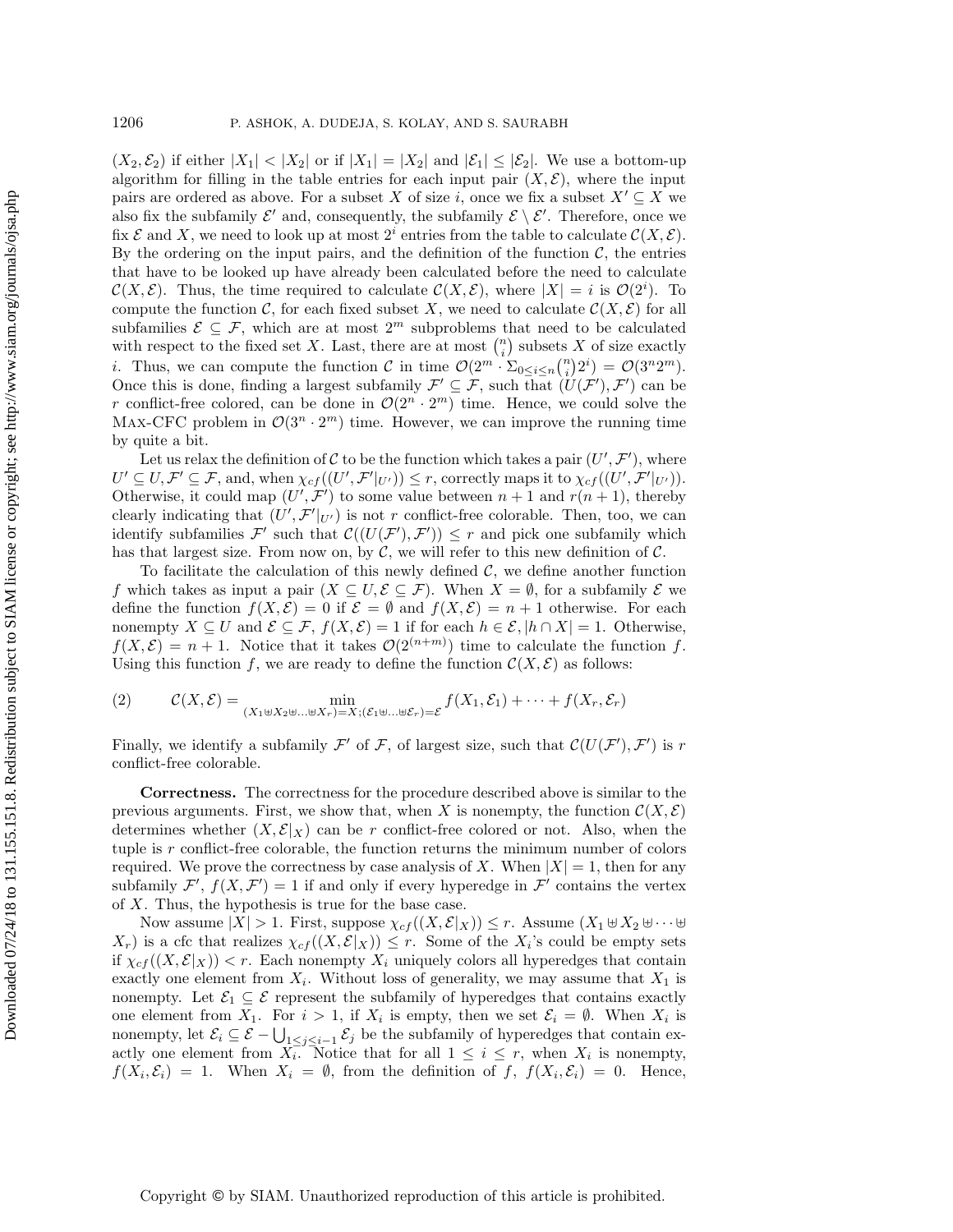$(X_2, \mathcal{E}_2)$ if either $|X_1| < |X_2|$ or if $|X_1| = |X_2|$ and $|\mathcal{E}_1| \leq |\mathcal{E}_2|$. We use a bottom-up algorithm for filling in the table entries for each input pair $(X, \mathcal{E})$, where the input pairs are ordered as above. For a subset $X$ of size $i$, once we fix a subset $X' \subseteq X$ we also fix the subfamily $\mathcal{E}'$ and, consequently, the subfamily $\mathcal{E} \setminus \mathcal{E}'$. Therefore, once we fix $\mathcal{E}$ and $X$, we need to look up at most $2^i$ entries from the table to calculate $\mathcal{C}(X, \mathcal{E})$. By the ordering on the input pairs, and the definition of the function $\mathcal{C}$, the entries that have to be looked up have already been calculated before the need to calculate $\mathcal{C}(X, \mathcal{E})$. Thus, the time required to calculate $\mathcal{C}(X, \mathcal{E})$, where $|X| = i$ is $\mathcal{O}(2^i)$. To compute the function $\mathcal{C}$, for each fixed subset $X$, we need to calculate $\mathcal{C}(X, \mathcal{E})$ for all subfamilies $\mathcal{E} \subseteq \mathcal{F}$, which are at most $2^m$ subproblems that need to be calculated with respect to the fixed set $X$. Last, there are at most $\binom{n}{i}$ subsets $X$ of size exactly $i$. Thus, we can compute the function $\mathcal{C}$ in time $\mathcal{O}(2^m \cdot \Sigma_{0 \leq i \leq n} \binom{n}{i} 2^i) = \mathcal{O}(3^n 2^m)$. Once this is done, finding a largest subfamily $\mathcal{F}' \subseteq \mathcal{F}$, such that $(U(\mathcal{F}'), \mathcal{F}')$ can be $r$ conflict-free colored, can be done in $\mathcal{O}(2^n \cdot 2^m)$ time. Hence, we could solve the Max-CFC problem in $\mathcal{O}(3^n \cdot 2^m)$ time. However, we can improve the running time by quite a bit.

Let us relax the definition of $\mathcal{C}$ to be the function which takes a pair $(U', \mathcal{F}')$, where $U' \subseteq U, \mathcal{F}' \subseteq \mathcal{F}$, and, when $\chi_{cf}((U', \mathcal{F}'|_{U'})) \leq r$, correctly maps it to $\chi_{cf}((U', \mathcal{F}'|_{U'}))$. Otherwise, it could map $(U', \mathcal{F}')$ to some value between $n+1$ and $r(n+1)$, thereby clearly indicating that $(U', \mathcal{F}'|_{U'})$ is not $r$ conflict-free colorable. Then, too, we can identify subfamilies $\mathcal{F}'$ such that $\mathcal{C}((U(\mathcal{F}'), \mathcal{F}')) \leq r$ and pick one subfamily which has that largest size. From now on, by $\mathcal{C}$, we will refer to this new definition of $\mathcal{C}$.

To facilitate the calculation of this newly defined $\mathcal{C}$, we define another function $f$ which takes as input a pair $(X \subseteq U, \mathcal{E} \subseteq \mathcal{F})$. When $X = \emptyset$, for a subfamily $\mathcal{E}$ we define the function $f(X, \mathcal{E}) = 0$ if $\mathcal{E} = \emptyset$ and $f(X, \mathcal{E}) = n+1$ otherwise. For each nonempty $X \subseteq U$ and $\mathcal{E} \subseteq \mathcal{F}$, $f(X, \mathcal{E}) = 1$ if for each $h \in \mathcal{E}, |h \cap X| = 1$. Otherwise, $f(X, \mathcal{E}) = n+1$. Notice that it takes $\mathcal{O}(2^{(n+m)})$ time to calculate the function $f$. Using this function $f$, we are ready to define the function $\mathcal{C}(X, \mathcal{E})$ as follows:

$$(2) \qquad \mathcal{C}(X, \mathcal{E}) = \min_{(X_1 \uplus X_2 \uplus \ldots \uplus X_r) = X; (\mathcal{E}_1 \uplus \ldots \uplus \mathcal{E}_r) = \mathcal{E}} f(X_1, \mathcal{E}_1) + \cdots + f(X_r, \mathcal{E}_r)$$

Finally, we identify a subfamily $\mathcal{F}'$ of $\mathcal{F}$, of largest size, such that $\mathcal{C}(U(\mathcal{F}'), \mathcal{F}')$ is $r$ conflict-free colorable.

**Correctness.** The correctness for the procedure described above is similar to the previous arguments. First, we show that, when $X$ is nonempty, the function $\mathcal{C}(X, \mathcal{E})$ determines whether $(X, \mathcal{E}|_X)$ can be $r$ conflict-free colored or not. Also, when the tuple is $r$ conflict-free colorable, the function returns the minimum number of colors required. We prove the correctness by case analysis of $X$. When $|X| = 1$, then for any subfamily $\mathcal{F}'$, $f(X, \mathcal{F}') = 1$ if and only if every hyperedge in $\mathcal{F}'$ contains the vertex of $X$. Thus, the hypothesis is true for the base case.

Now assume $|X| > 1$. First, suppose $\chi_{cf}((X, \mathcal{E}|_X)) \leq r$. Assume $(X_1 \uplus X_2 \uplus \cdots \uplus X_r)$ is a cfc that realizes $\chi_{cf}((X, \mathcal{E}|_X)) \leq r$. Some of the $X_i$'s could be empty sets if $\chi_{cf}((X, \mathcal{E}|_X)) < r$. Each nonempty $X_i$ uniquely colors all hyperedges that contain exactly one element from $X_i$. Without loss of generality, we may assume that $X_1$ is nonempty. Let $\mathcal{E}_1 \subseteq \mathcal{E}$ represent the subfamily of hyperedges that contains exactly one element from $X_1$. For $i > 1$, if $X_i$ is empty, then we set $\mathcal{E}_i = \emptyset$. When $X_i$ is nonempty, let $\mathcal{E}_i \subseteq \mathcal{E} - \bigcup_{1 \leq j \leq i-1} \mathcal{E}_j$ be the subfamily of hyperedges that contain exactly one element from $X_i$. Notice that for all $1 \leq i \leq r$, when $X_i$ is nonempty, $f(X_i, \mathcal{E}_i) = 1$. When $X_i = \emptyset$, from the definition of $f$, $f(X_i, \mathcal{E}_i) = 0$. Hence,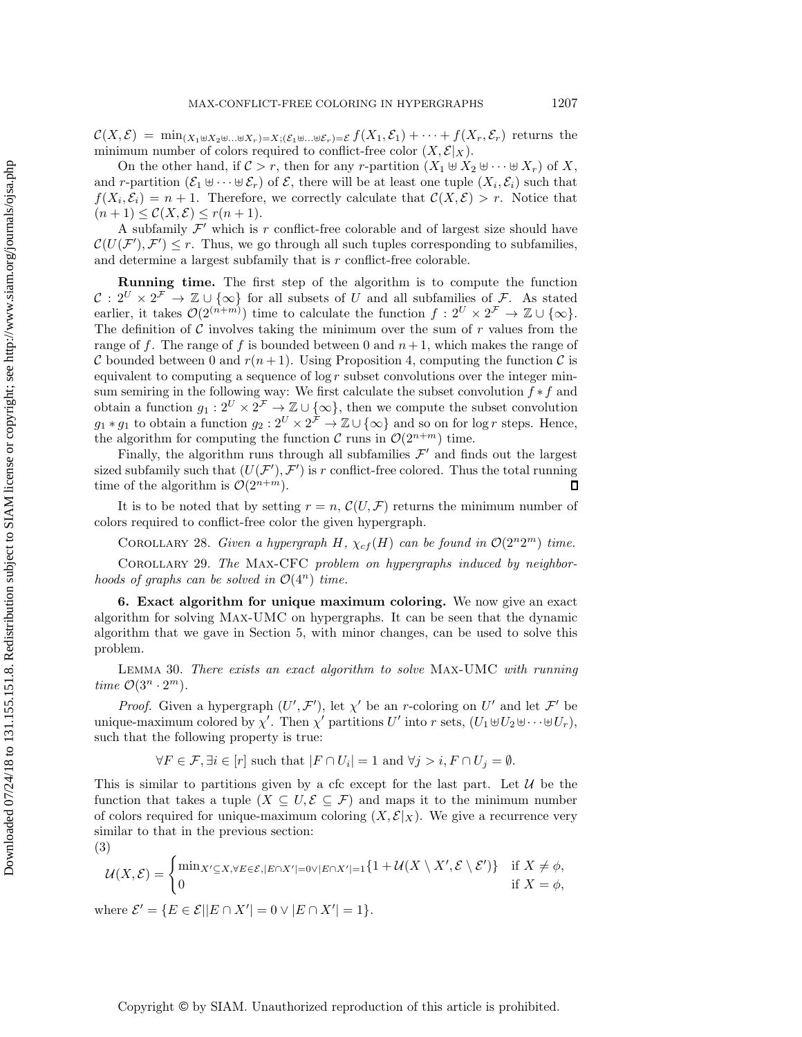$\mathcal{C}(X, \mathcal{E}) = \min_{(X_1 \uplus X_2 \uplus \ldots \uplus X_r) = X; (\mathcal{E}_1 \uplus \ldots \uplus \mathcal{E}_r) = \mathcal{E}} f(X_1, \mathcal{E}_1) + \cdots + f(X_r, \mathcal{E}_r)$ returns the minimum number of colors required to conflict-free color $(X, \mathcal{E}|_X)$.

On the other hand, if $\mathcal{C} > r$, then for any $r$-partition $(X_1 \uplus X_2 \uplus \cdots \uplus X_r)$ of $X$, and $r$-partition $(\mathcal{E}_1 \uplus \cdots \uplus \mathcal{E}_r)$ of $\mathcal{E}$, there will be at least one tuple $(X_i, \mathcal{E}_i)$ such that $f(X_i, \mathcal{E}_i) = n + 1$. Therefore, we correctly calculate that $\mathcal{C}(X, \mathcal{E}) > r$. Notice that $(n+1) \leq \mathcal{C}(X, \mathcal{E}) \leq r(n+1)$.

A subfamily $\mathcal{F}'$ which is $r$ conflict-free colorable and of largest size should have $\mathcal{C}(U(\mathcal{F}'), \mathcal{F}') \leq r$. Thus, we go through all such tuples corresponding to subfamilies, and determine a largest subfamily that is $r$ conflict-free colorable.

**Running time.** The first step of the algorithm is to compute the function $\mathcal{C} : 2^U \times 2^{\mathcal{F}} \to \mathbb{Z} \cup \{\infty\}$ for all subsets of $U$ and all subfamilies of $\mathcal{F}$. As stated earlier, it takes $\mathcal{O}(2^{(n+m)})$ time to calculate the function $f : 2^U \times 2^{\mathcal{F}} \to \mathbb{Z} \cup \{\infty\}$. The definition of $\mathcal{C}$ involves taking the minimum over the sum of $r$ values from the range of $f$. The range of $f$ is bounded between 0 and $n+1$, which makes the range of $\mathcal{C}$ bounded between 0 and $r(n+1)$. Using Proposition 4, computing the function $\mathcal{C}$ is equivalent to computing a sequence of $\log r$ subset convolutions over the integer min-sum semiring in the following way: We first calculate the subset convolution $f * f$ and obtain a function $g_1 : 2^U \times 2^{\mathcal{F}} \to \mathbb{Z} \cup \{\infty\}$, then we compute the subset convolution $g_1 * g_1$ to obtain a function $g_2 : 2^U \times 2^{\mathcal{F}} \to \mathbb{Z} \cup \{\infty\}$ and so on for $\log r$ steps. Hence, the algorithm for computing the function $\mathcal{C}$ runs in $\mathcal{O}(2^{n+m})$ time.

Finally, the algorithm runs through all subfamilies $\mathcal{F}'$ and finds out the largest sized subfamily such that $(U(\mathcal{F}'), \mathcal{F}')$ is $r$ conflict-free colored. Thus the total running time of the algorithm is $\mathcal{O}(2^{n+m})$. ∎

It is to be noted that by setting $r = n$, $\mathcal{C}(U, \mathcal{F})$ returns the minimum number of colors required to conflict-free color the given hypergraph.

Corollary 28. *Given a hypergraph $H$, $\chi_{cf}(H)$ can be found in $\mathcal{O}(2^n 2^m)$ time.*

Corollary 29. *The* Max-CFC *problem on hypergraphs induced by neighborhoods of graphs can be solved in $\mathcal{O}(4^n)$ time.*

## 6. Exact algorithm for unique maximum coloring.

We now give an exact algorithm for solving Max-UMC on hypergraphs. It can be seen that the dynamic algorithm that we gave in Section 5, with minor changes, can be used to solve this problem.

Lemma 30. *There exists an exact algorithm to solve* Max-UMC *with running time $\mathcal{O}(3^n \cdot 2^m)$.*

*Proof.* Given a hypergraph $(U', \mathcal{F}')$, let $\chi'$ be an $r$-coloring on $U'$ and let $\mathcal{F}'$ be unique-maximum colored by $\chi'$. Then $\chi'$ partitions $U'$ into $r$ sets, $(U_1 \uplus U_2 \uplus \cdots \uplus U_r)$, such that the following property is true:

$$\forall F \in \mathcal{F}, \exists i \in [r] \text{ such that } |F \cap U_i| = 1 \text{ and } \forall j > i, F \cap U_j = \emptyset.$$

This is similar to partitions given by a cfc except for the last part. Let $\mathcal{U}$ be the function that takes a tuple $(X \subseteq U, \mathcal{E} \subseteq \mathcal{F})$ and maps it to the minimum number of colors required for unique-maximum coloring $(X, \mathcal{E}|_X)$. We give a recurrence very similar to that in the previous section:

(3)

$$\mathcal{U}(X, \mathcal{E}) = \begin{cases} \min_{X' \subseteq X, \forall E \in \mathcal{E}, |E \cap X'| = 0 \vee |E \cap X'| = 1} \{1 + \mathcal{U}(X \setminus X', \mathcal{E} \setminus \mathcal{E}')\} & \text{if } X \neq \phi, \\ 0 & \text{if } X = \phi, \end{cases}$$

where $\mathcal{E}' = \{E \in \mathcal{E} \mid |E \cap X'| = 0 \vee |E \cap X'| = 1\}$.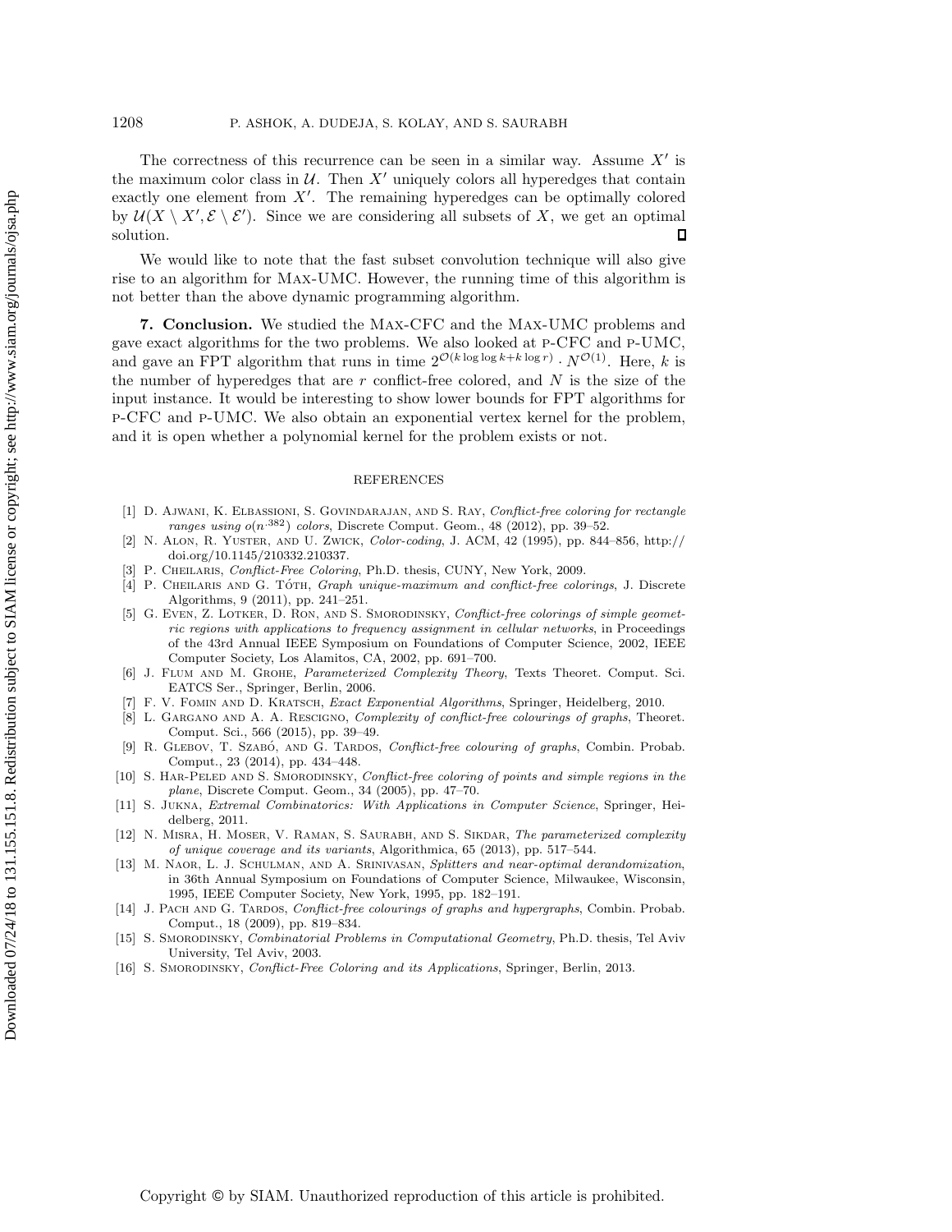The correctness of this recurrence can be seen in a similar way. Assume $X'$ is the maximum color class in $\mathcal{U}$. Then $X'$ uniquely colors all hyperedges that contain exactly one element from $X'$. The remaining hyperedges can be optimally colored by $\mathcal{U}(X \setminus X', \mathcal{E} \setminus \mathcal{E}')$. Since we are considering all subsets of $X$, we get an optimal solution. ◻

We would like to note that the fast subset convolution technique will also give rise to an algorithm for Max-UMC. However, the running time of this algorithm is not better than the above dynamic programming algorithm.

**7. Conclusion.** We studied the Max-CFC and the Max-UMC problems and gave exact algorithms for the two problems. We also looked at p-CFC and p-UMC, and gave an FPT algorithm that runs in time $2^{\mathcal{O}(k \log \log k + k \log r)} \cdot N^{\mathcal{O}(1)}$. Here, $k$ is the number of hyperedges that are $r$ conflict-free colored, and $N$ is the size of the input instance. It would be interesting to show lower bounds for FPT algorithms for p-CFC and p-UMC. We also obtain an exponential vertex kernel for the problem, and it is open whether a polynomial kernel for the problem exists or not.

## REFERENCES

[1] D. Ajwani, K. Elbassioni, S. Govindarajan, and S. Ray, *Conflict-free coloring for rectangle ranges using $o(n^{.382})$ colors*, Discrete Comput. Geom., 48 (2012), pp. 39–52.

[2] N. Alon, R. Yuster, and U. Zwick, *Color-coding*, J. ACM, 42 (1995), pp. 844–856, http://doi.org/10.1145/210332.210337.

[3] P. Cheilaris, *Conflict-Free Coloring*, Ph.D. thesis, CUNY, New York, 2009.

[4] P. Cheilaris and G. Tóth, *Graph unique-maximum and conflict-free colorings*, J. Discrete Algorithms, 9 (2011), pp. 241–251.

[5] G. Even, Z. Lotker, D. Ron, and S. Smorodinsky, *Conflict-free colorings of simple geometric regions with applications to frequency assignment in cellular networks*, in Proceedings of the 43rd Annual IEEE Symposium on Foundations of Computer Science, 2002, IEEE Computer Society, Los Alamitos, CA, 2002, pp. 691–700.

[6] J. Flum and M. Grohe, *Parameterized Complexity Theory*, Texts Theoret. Comput. Sci. EATCS Ser., Springer, Berlin, 2006.

[7] F. V. Fomin and D. Kratsch, *Exact Exponential Algorithms*, Springer, Heidelberg, 2010.

[8] L. Gargano and A. A. Rescigno, *Complexity of conflict-free colourings of graphs*, Theoret. Comput. Sci., 566 (2015), pp. 39–49.

[9] R. Glebov, T. Szabó, and G. Tardos, *Conflict-free colouring of graphs*, Combin. Probab. Comput., 23 (2014), pp. 434–448.

[10] S. Har-Peled and S. Smorodinsky, *Conflict-free coloring of points and simple regions in the plane*, Discrete Comput. Geom., 34 (2005), pp. 47–70.

[11] S. Jukna, *Extremal Combinatorics: With Applications in Computer Science*, Springer, Heidelberg, 2011.

[12] N. Misra, H. Moser, V. Raman, S. Saurabh, and S. Sikdar, *The parameterized complexity of unique coverage and its variants*, Algorithmica, 65 (2013), pp. 517–544.

[13] M. Naor, L. J. Schulman, and A. Srinivasan, *Splitters and near-optimal derandomization*, in 36th Annual Symposium on Foundations of Computer Science, Milwaukee, Wisconsin, 1995, IEEE Computer Society, New York, 1995, pp. 182–191.

[14] J. Pach and G. Tardos, *Conflict-free colourings of graphs and hypergraphs*, Combin. Probab. Comput., 18 (2009), pp. 819–834.

[15] S. Smorodinsky, *Combinatorial Problems in Computational Geometry*, Ph.D. thesis, Tel Aviv University, Tel Aviv, 2003.

[16] S. Smorodinsky, *Conflict-Free Coloring and its Applications*, Springer, Berlin, 2013.